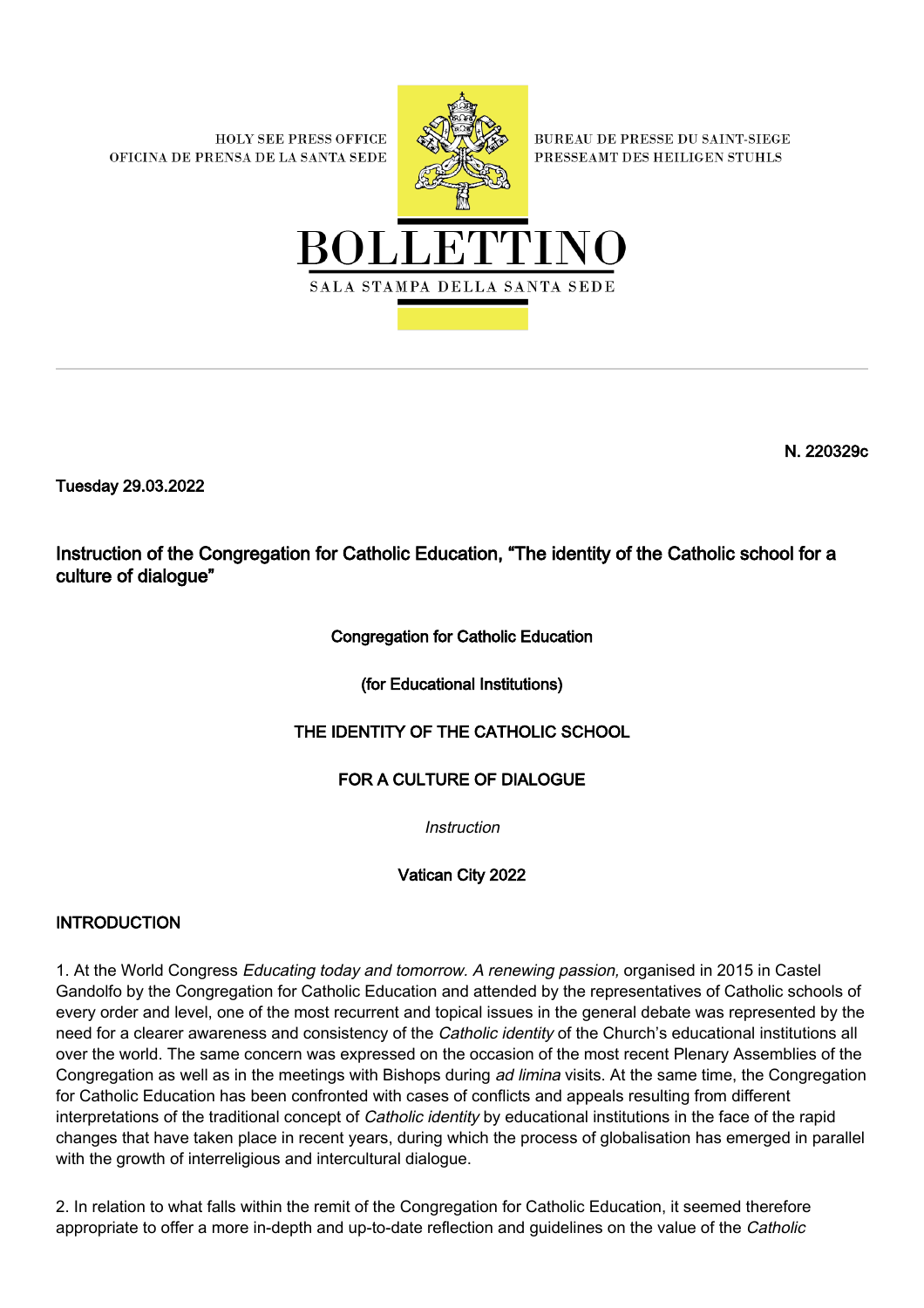HOLY SEE PRESS OFFICE
OFICINA DE PRENSA DE LA SANTA SEDE

BUREAU DE PRESSE DU SAINT-SIEGE
PRESSEAMT DES HEILIGEN STUHLS

# BOLLETTINO

SALA STAMPA DELLA SANTA SEDE

---

**N. 220329c**

**Tuesday 29.03.2022**

## Instruction of the Congregation for Catholic Education, "The identity of the Catholic school for a culture of dialogue"

**Congregation for Catholic Education**

**(for Educational Institutions)**

**THE IDENTITY OF THE CATHOLIC SCHOOL**

**FOR A CULTURE OF DIALOGUE**

*Instruction*

**Vatican City 2022**

### INTRODUCTION

1. At the World Congress *Educating today and tomorrow. A renewing passion,* organised in 2015 in Castel Gandolfo by the Congregation for Catholic Education and attended by the representatives of Catholic schools of every order and level, one of the most recurrent and topical issues in the general debate was represented by the need for a clearer awareness and consistency of the *Catholic identity* of the Church's educational institutions all over the world. The same concern was expressed on the occasion of the most recent Plenary Assemblies of the Congregation as well as in the meetings with Bishops during *ad limina* visits. At the same time, the Congregation for Catholic Education has been confronted with cases of conflicts and appeals resulting from different interpretations of the traditional concept of *Catholic identity* by educational institutions in the face of the rapid changes that have taken place in recent years, during which the process of globalisation has emerged in parallel with the growth of interreligious and intercultural dialogue.

2. In relation to what falls within the remit of the Congregation for Catholic Education, it seemed therefore appropriate to offer a more in-depth and up-to-date reflection and guidelines on the value of the *Catholic*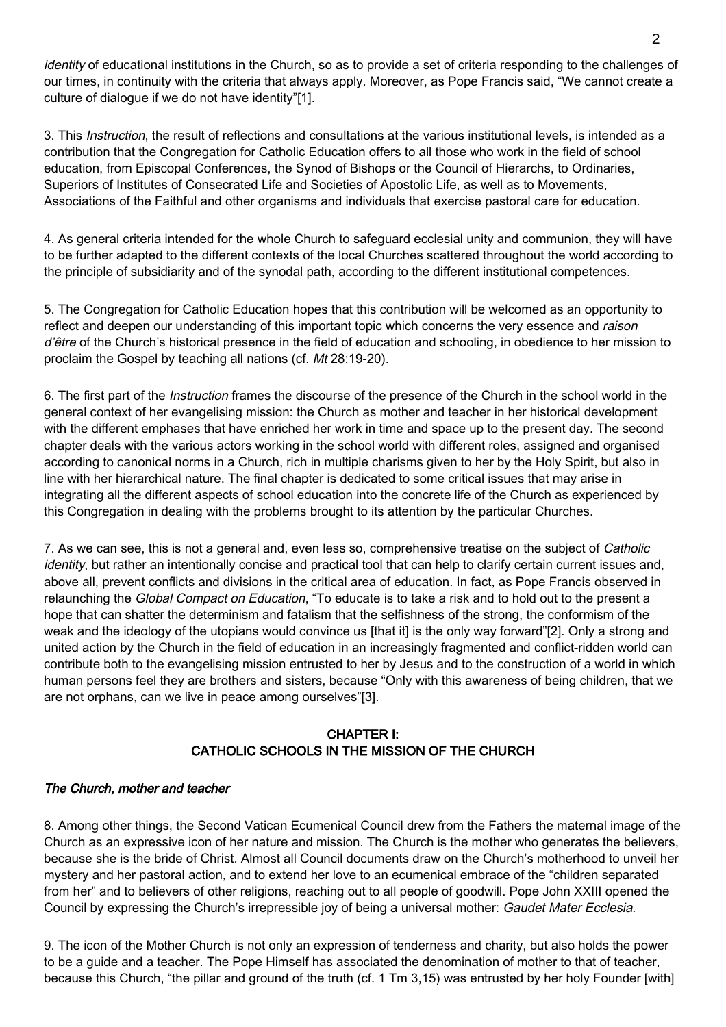*identity* of educational institutions in the Church, so as to provide a set of criteria responding to the challenges of our times, in continuity with the criteria that always apply. Moreover, as Pope Francis said, “We cannot create a culture of dialogue if we do not have identity”[1].

3. This *Instruction*, the result of reflections and consultations at the various institutional levels, is intended as a contribution that the Congregation for Catholic Education offers to all those who work in the field of school education, from Episcopal Conferences, the Synod of Bishops or the Council of Hierarchs, to Ordinaries, Superiors of Institutes of Consecrated Life and Societies of Apostolic Life, as well as to Movements, Associations of the Faithful and other organisms and individuals that exercise pastoral care for education.

4. As general criteria intended for the whole Church to safeguard ecclesial unity and communion, they will have to be further adapted to the different contexts of the local Churches scattered throughout the world according to the principle of subsidiarity and of the synodal path, according to the different institutional competences.

5. The Congregation for Catholic Education hopes that this contribution will be welcomed as an opportunity to reflect and deepen our understanding of this important topic which concerns the very essence and *raison d’être* of the Church’s historical presence in the field of education and schooling, in obedience to her mission to proclaim the Gospel by teaching all nations (cf. *Mt* 28:19-20).

6. The first part of the *Instruction* frames the discourse of the presence of the Church in the school world in the general context of her evangelising mission: the Church as mother and teacher in her historical development with the different emphases that have enriched her work in time and space up to the present day. The second chapter deals with the various actors working in the school world with different roles, assigned and organised according to canonical norms in a Church, rich in multiple charisms given to her by the Holy Spirit, but also in line with her hierarchical nature. The final chapter is dedicated to some critical issues that may arise in integrating all the different aspects of school education into the concrete life of the Church as experienced by this Congregation in dealing with the problems brought to its attention by the particular Churches.

7. As we can see, this is not a general and, even less so, comprehensive treatise on the subject of *Catholic identity*, but rather an intentionally concise and practical tool that can help to clarify certain current issues and, above all, prevent conflicts and divisions in the critical area of education. In fact, as Pope Francis observed in relaunching the *Global Compact on Education*, “To educate is to take a risk and to hold out to the present a hope that can shatter the determinism and fatalism that the selfishness of the strong, the conformism of the weak and the ideology of the utopians would convince us [that it] is the only way forward”[2]. Only a strong and united action by the Church in the field of education in an increasingly fragmented and conflict-ridden world can contribute both to the evangelising mission entrusted to her by Jesus and to the construction of a world in which human persons feel they are brothers and sisters, because “Only with this awareness of being children, that we are not orphans, can we live in peace among ourselves”[3].

## CHAPTER I: CATHOLIC SCHOOLS IN THE MISSION OF THE CHURCH

### *The Church, mother and teacher*

8. Among other things, the Second Vatican Ecumenical Council drew from the Fathers the maternal image of the Church as an expressive icon of her nature and mission. The Church is the mother who generates the believers, because she is the bride of Christ. Almost all Council documents draw on the Church’s motherhood to unveil her mystery and her pastoral action, and to extend her love to an ecumenical embrace of the “children separated from her” and to believers of other religions, reaching out to all people of goodwill. Pope John XXIII opened the Council by expressing the Church’s irrepressible joy of being a universal mother: *Gaudet Mater Ecclesia*.

9. The icon of the Mother Church is not only an expression of tenderness and charity, but also holds the power to be a guide and a teacher. The Pope Himself has associated the denomination of mother to that of teacher, because this Church, “the pillar and ground of the truth (cf. 1 Tm 3,15) was entrusted by her holy Founder [with]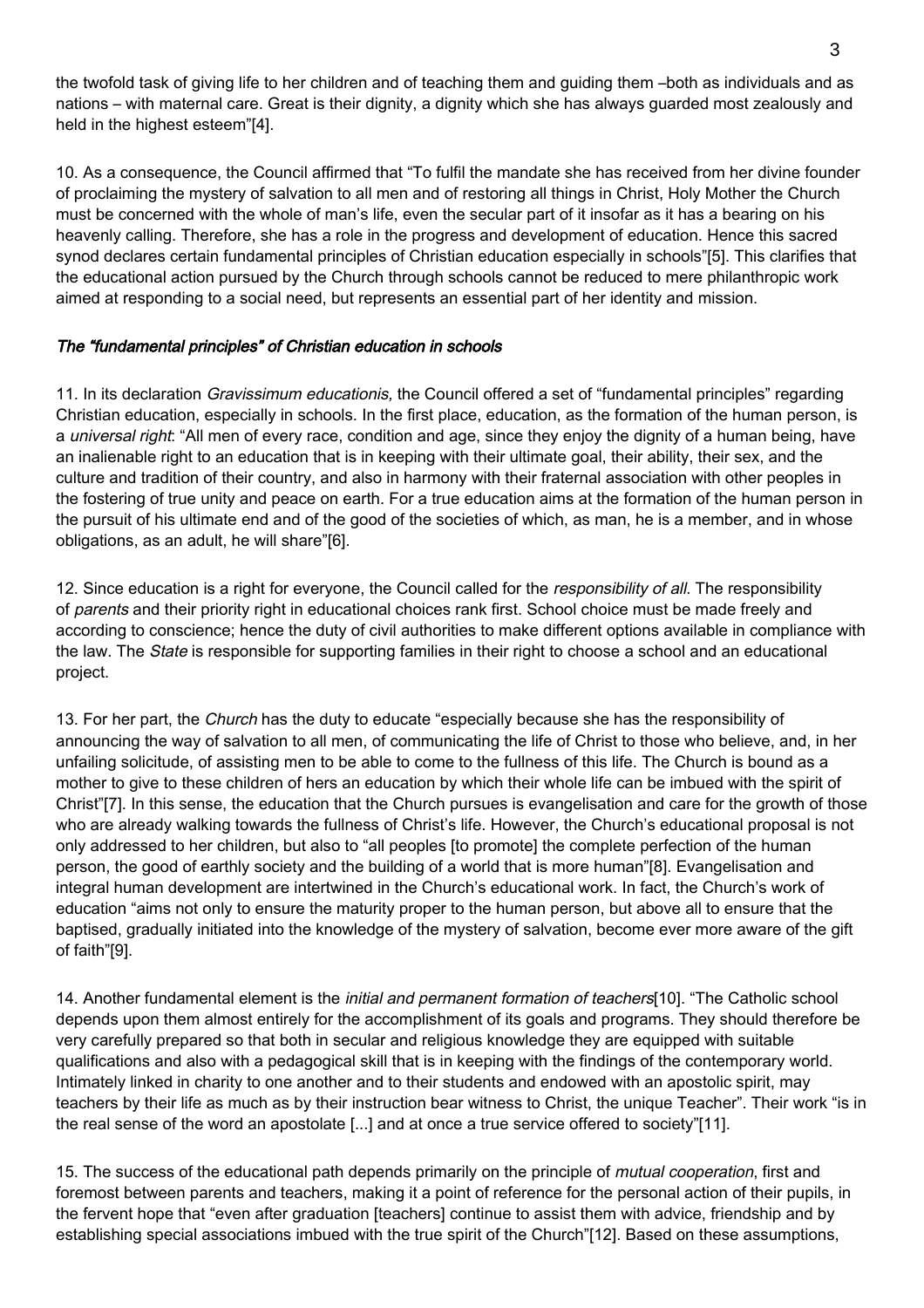the twofold task of giving life to her children and of teaching them and guiding them –both as individuals and as nations – with maternal care. Great is their dignity, a dignity which she has always guarded most zealously and held in the highest esteem"[4].

10. As a consequence, the Council affirmed that "To fulfil the mandate she has received from her divine founder of proclaiming the mystery of salvation to all men and of restoring all things in Christ, Holy Mother the Church must be concerned with the whole of man's life, even the secular part of it insofar as it has a bearing on his heavenly calling. Therefore, she has a role in the progress and development of education. Hence this sacred synod declares certain fundamental principles of Christian education especially in schools"[5]. This clarifies that the educational action pursued by the Church through schools cannot be reduced to mere philanthropic work aimed at responding to a social need, but represents an essential part of her identity and mission.

### *The "fundamental principles" of Christian education in schools*

11. In its declaration *Gravissimum educationis,* the Council offered a set of "fundamental principles" regarding Christian education, especially in schools. In the first place, education, as the formation of the human person, is a *universal right*: "All men of every race, condition and age, since they enjoy the dignity of a human being, have an inalienable right to an education that is in keeping with their ultimate goal, their ability, their sex, and the culture and tradition of their country, and also in harmony with their fraternal association with other peoples in the fostering of true unity and peace on earth. For a true education aims at the formation of the human person in the pursuit of his ultimate end and of the good of the societies of which, as man, he is a member, and in whose obligations, as an adult, he will share"[6].

12. Since education is a right for everyone, the Council called for the *responsibility of all*. The responsibility of *parents* and their priority right in educational choices rank first. School choice must be made freely and according to conscience; hence the duty of civil authorities to make different options available in compliance with the law. The *State* is responsible for supporting families in their right to choose a school and an educational project.

13. For her part, the *Church* has the duty to educate "especially because she has the responsibility of announcing the way of salvation to all men, of communicating the life of Christ to those who believe, and, in her unfailing solicitude, of assisting men to be able to come to the fullness of this life. The Church is bound as a mother to give to these children of hers an education by which their whole life can be imbued with the spirit of Christ"[7]. In this sense, the education that the Church pursues is evangelisation and care for the growth of those who are already walking towards the fullness of Christ's life. However, the Church's educational proposal is not only addressed to her children, but also to "all peoples [to promote] the complete perfection of the human person, the good of earthly society and the building of a world that is more human"[8]. Evangelisation and integral human development are intertwined in the Church's educational work. In fact, the Church's work of education "aims not only to ensure the maturity proper to the human person, but above all to ensure that the baptised, gradually initiated into the knowledge of the mystery of salvation, become ever more aware of the gift of faith"[9].

14. Another fundamental element is the *initial and permanent formation of teachers*[10]. "The Catholic school depends upon them almost entirely for the accomplishment of its goals and programs. They should therefore be very carefully prepared so that both in secular and religious knowledge they are equipped with suitable qualifications and also with a pedagogical skill that is in keeping with the findings of the contemporary world. Intimately linked in charity to one another and to their students and endowed with an apostolic spirit, may teachers by their life as much as by their instruction bear witness to Christ, the unique Teacher". Their work "is in the real sense of the word an apostolate [...] and at once a true service offered to society"[11].

15. The success of the educational path depends primarily on the principle of *mutual cooperation*, first and foremost between parents and teachers, making it a point of reference for the personal action of their pupils, in the fervent hope that "even after graduation [teachers] continue to assist them with advice, friendship and by establishing special associations imbued with the true spirit of the Church"[12]. Based on these assumptions,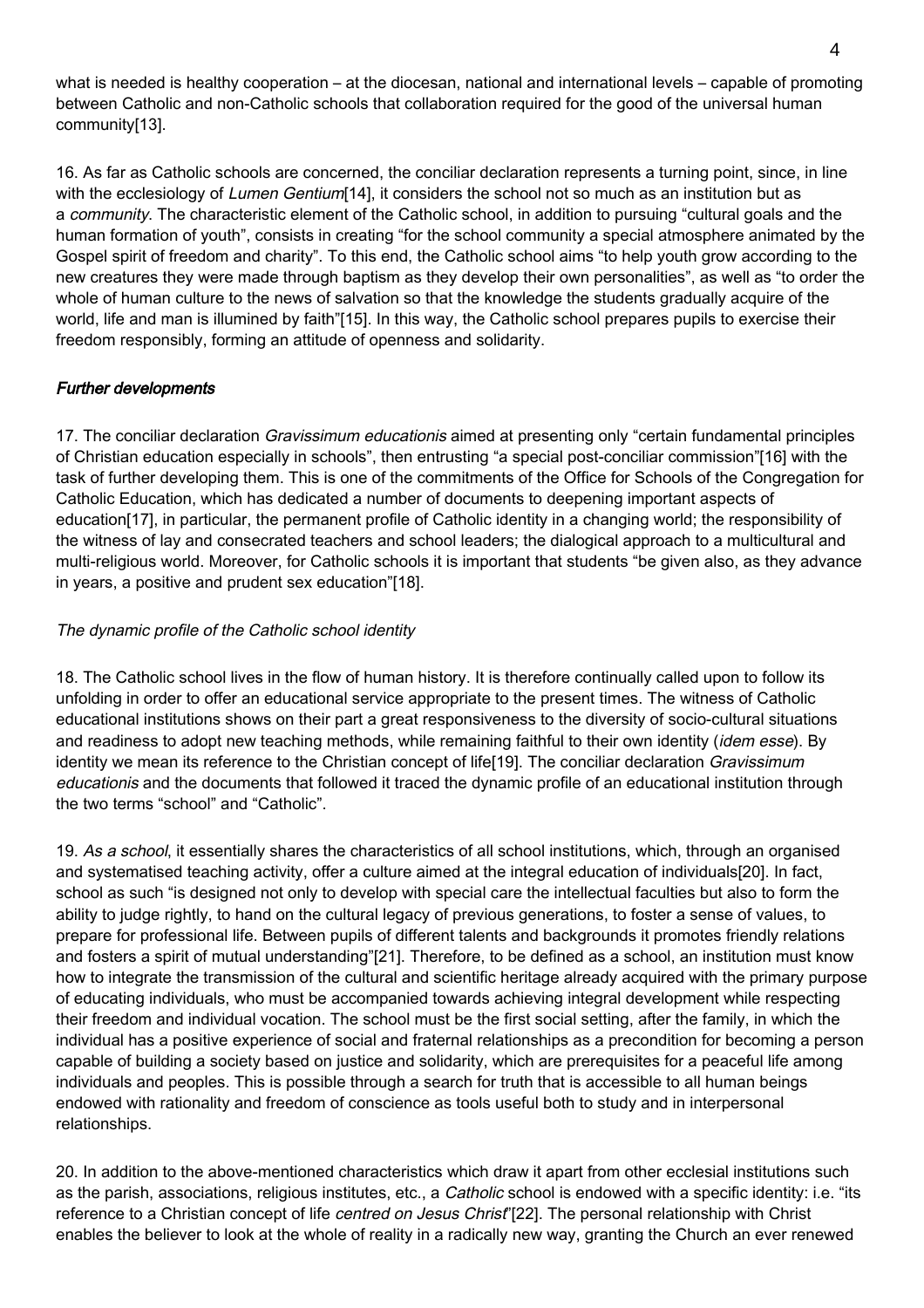what is needed is healthy cooperation – at the diocesan, national and international levels – capable of promoting between Catholic and non-Catholic schools that collaboration required for the good of the universal human community[13].

16. As far as Catholic schools are concerned, the conciliar declaration represents a turning point, since, in line with the ecclesiology of *Lumen Gentium*[14], it considers the school not so much as an institution but as a *community*. The characteristic element of the Catholic school, in addition to pursuing "cultural goals and the human formation of youth", consists in creating "for the school community a special atmosphere animated by the Gospel spirit of freedom and charity". To this end, the Catholic school aims "to help youth grow according to the new creatures they were made through baptism as they develop their own personalities", as well as "to order the whole of human culture to the news of salvation so that the knowledge the students gradually acquire of the world, life and man is illumined by faith"[15]. In this way, the Catholic school prepares pupils to exercise their freedom responsibly, forming an attitude of openness and solidarity.

### *Further developments*

17. The conciliar declaration *Gravissimum educationis* aimed at presenting only "certain fundamental principles of Christian education especially in schools", then entrusting "a special post-conciliar commission"[16] with the task of further developing them. This is one of the commitments of the Office for Schools of the Congregation for Catholic Education, which has dedicated a number of documents to deepening important aspects of education[17], in particular, the permanent profile of Catholic identity in a changing world; the responsibility of the witness of lay and consecrated teachers and school leaders; the dialogical approach to a multicultural and multi-religious world. Moreover, for Catholic schools it is important that students "be given also, as they advance in years, a positive and prudent sex education"[18].

#### *The dynamic profile of the Catholic school identity*

18. The Catholic school lives in the flow of human history. It is therefore continually called upon to follow its unfolding in order to offer an educational service appropriate to the present times. The witness of Catholic educational institutions shows on their part a great responsiveness to the diversity of socio-cultural situations and readiness to adopt new teaching methods, while remaining faithful to their own identity (*idem esse*). By identity we mean its reference to the Christian concept of life[19]. The conciliar declaration *Gravissimum educationis* and the documents that followed it traced the dynamic profile of an educational institution through the two terms "school" and "Catholic".

19. *As a school*, it essentially shares the characteristics of all school institutions, which, through an organised and systematised teaching activity, offer a culture aimed at the integral education of individuals[20]. In fact, school as such "is designed not only to develop with special care the intellectual faculties but also to form the ability to judge rightly, to hand on the cultural legacy of previous generations, to foster a sense of values, to prepare for professional life. Between pupils of different talents and backgrounds it promotes friendly relations and fosters a spirit of mutual understanding"[21]. Therefore, to be defined as a school, an institution must know how to integrate the transmission of the cultural and scientific heritage already acquired with the primary purpose of educating individuals, who must be accompanied towards achieving integral development while respecting their freedom and individual vocation. The school must be the first social setting, after the family, in which the individual has a positive experience of social and fraternal relationships as a precondition for becoming a person capable of building a society based on justice and solidarity, which are prerequisites for a peaceful life among individuals and peoples. This is possible through a search for truth that is accessible to all human beings endowed with rationality and freedom of conscience as tools useful both to study and in interpersonal relationships.

20. In addition to the above-mentioned characteristics which draw it apart from other ecclesial institutions such as the parish, associations, religious institutes, etc., a *Catholic* school is endowed with a specific identity: i.e. "its reference to a Christian concept of life *centred on Jesus Christ*"[22]. The personal relationship with Christ enables the believer to look at the whole of reality in a radically new way, granting the Church an ever renewed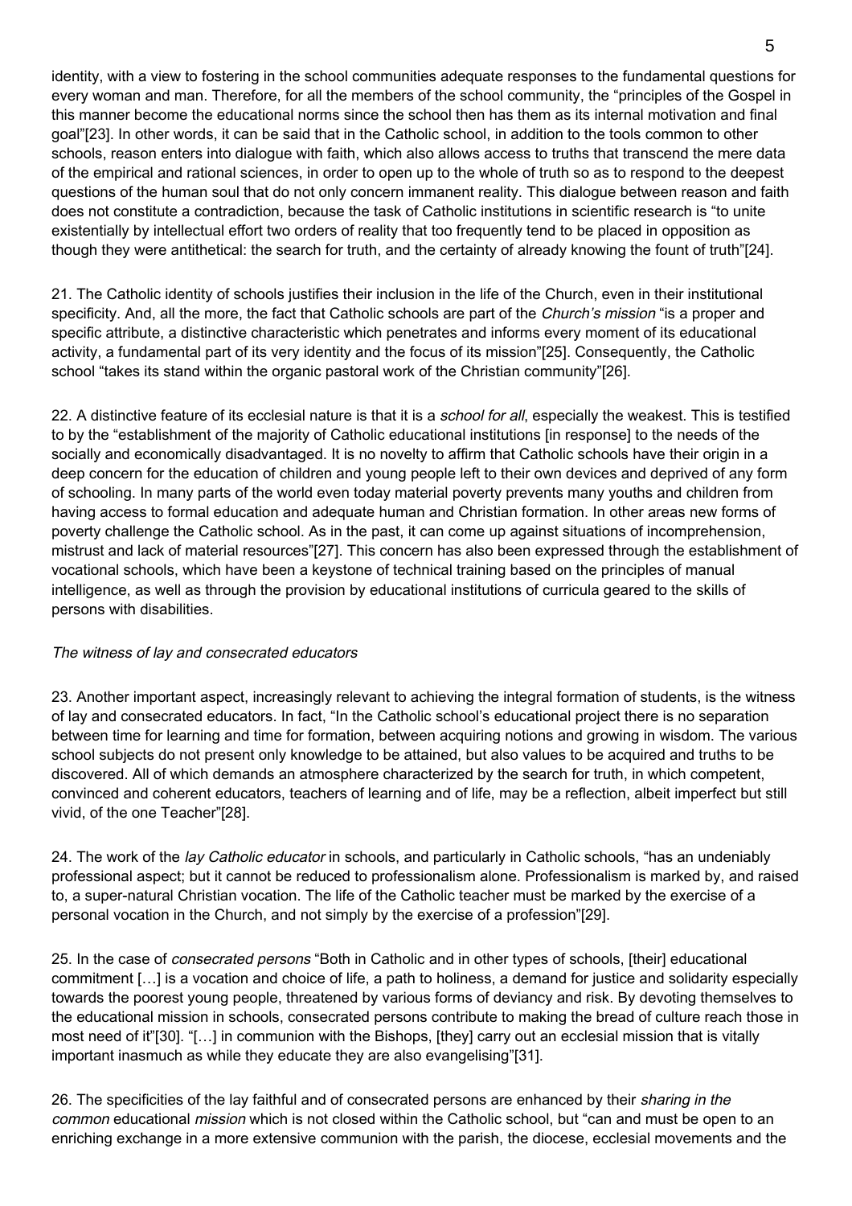identity, with a view to fostering in the school communities adequate responses to the fundamental questions for every woman and man. Therefore, for all the members of the school community, the "principles of the Gospel in this manner become the educational norms since the school then has them as its internal motivation and final goal"[23]. In other words, it can be said that in the Catholic school, in addition to the tools common to other schools, reason enters into dialogue with faith, which also allows access to truths that transcend the mere data of the empirical and rational sciences, in order to open up to the whole of truth so as to respond to the deepest questions of the human soul that do not only concern immanent reality. This dialogue between reason and faith does not constitute a contradiction, because the task of Catholic institutions in scientific research is "to unite existentially by intellectual effort two orders of reality that too frequently tend to be placed in opposition as though they were antithetical: the search for truth, and the certainty of already knowing the fount of truth"[24].

21. The Catholic identity of schools justifies their inclusion in the life of the Church, even in their institutional specificity. And, all the more, the fact that Catholic schools are part of the *Church's mission* "is a proper and specific attribute, a distinctive characteristic which penetrates and informs every moment of its educational activity, a fundamental part of its very identity and the focus of its mission"[25]. Consequently, the Catholic school "takes its stand within the organic pastoral work of the Christian community"[26].

22. A distinctive feature of its ecclesial nature is that it is a *school for all*, especially the weakest. This is testified to by the "establishment of the majority of Catholic educational institutions [in response] to the needs of the socially and economically disadvantaged. It is no novelty to affirm that Catholic schools have their origin in a deep concern for the education of children and young people left to their own devices and deprived of any form of schooling. In many parts of the world even today material poverty prevents many youths and children from having access to formal education and adequate human and Christian formation. In other areas new forms of poverty challenge the Catholic school. As in the past, it can come up against situations of incomprehension, mistrust and lack of material resources"[27]. This concern has also been expressed through the establishment of vocational schools, which have been a keystone of technical training based on the principles of manual intelligence, as well as through the provision by educational institutions of curricula geared to the skills of persons with disabilities.

*The witness of lay and consecrated educators*

23. Another important aspect, increasingly relevant to achieving the integral formation of students, is the witness of lay and consecrated educators. In fact, "In the Catholic school's educational project there is no separation between time for learning and time for formation, between acquiring notions and growing in wisdom. The various school subjects do not present only knowledge to be attained, but also values to be acquired and truths to be discovered. All of which demands an atmosphere characterized by the search for truth, in which competent, convinced and coherent educators, teachers of learning and of life, may be a reflection, albeit imperfect but still vivid, of the one Teacher"[28].

24. The work of the *lay Catholic educator* in schools, and particularly in Catholic schools, "has an undeniably professional aspect; but it cannot be reduced to professionalism alone. Professionalism is marked by, and raised to, a super-natural Christian vocation. The life of the Catholic teacher must be marked by the exercise of a personal vocation in the Church, and not simply by the exercise of a profession"[29].

25. In the case of *consecrated persons* "Both in Catholic and in other types of schools, [their] educational commitment […] is a vocation and choice of life, a path to holiness, a demand for justice and solidarity especially towards the poorest young people, threatened by various forms of deviancy and risk. By devoting themselves to the educational mission in schools, consecrated persons contribute to making the bread of culture reach those in most need of it"[30]. "[…] in communion with the Bishops, [they] carry out an ecclesial mission that is vitally important inasmuch as while they educate they are also evangelising"[31].

26. The specificities of the lay faithful and of consecrated persons are enhanced by their *sharing in the common* educational *mission* which is not closed within the Catholic school, but "can and must be open to an enriching exchange in a more extensive communion with the parish, the diocese, ecclesial movements and the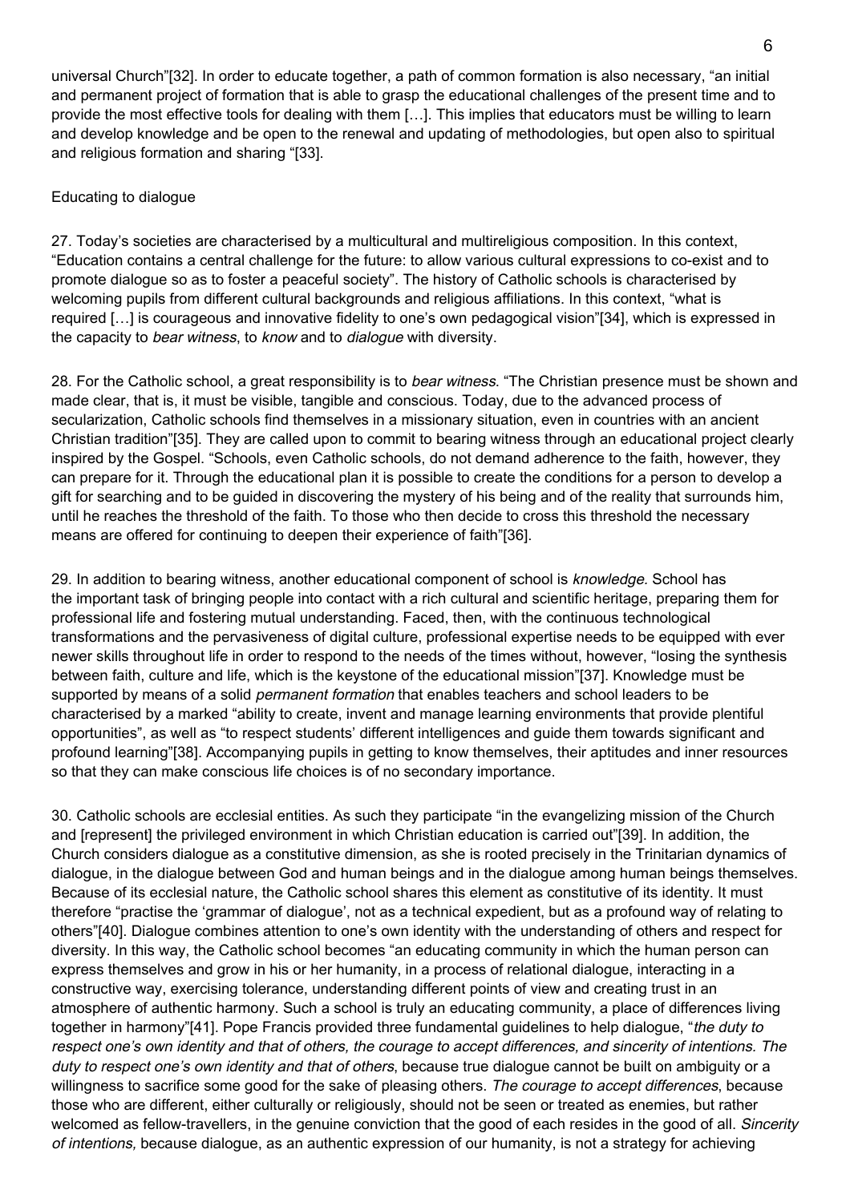universal Church"[32]. In order to educate together, a path of common formation is also necessary, "an initial and permanent project of formation that is able to grasp the educational challenges of the present time and to provide the most effective tools for dealing with them […]. This implies that educators must be willing to learn and develop knowledge and be open to the renewal and updating of methodologies, but open also to spiritual and religious formation and sharing "[33].

Educating to dialogue

27. Today's societies are characterised by a multicultural and multireligious composition. In this context, "Education contains a central challenge for the future: to allow various cultural expressions to co-exist and to promote dialogue so as to foster a peaceful society". The history of Catholic schools is characterised by welcoming pupils from different cultural backgrounds and religious affiliations. In this context, "what is required […] is courageous and innovative fidelity to one's own pedagogical vision"[34], which is expressed in the capacity to *bear witness*, to *know* and to *dialogue* with diversity.

28. For the Catholic school, a great responsibility is to *bear witness*. "The Christian presence must be shown and made clear, that is, it must be visible, tangible and conscious. Today, due to the advanced process of secularization, Catholic schools find themselves in a missionary situation, even in countries with an ancient Christian tradition"[35]. They are called upon to commit to bearing witness through an educational project clearly inspired by the Gospel. "Schools, even Catholic schools, do not demand adherence to the faith, however, they can prepare for it. Through the educational plan it is possible to create the conditions for a person to develop a gift for searching and to be guided in discovering the mystery of his being and of the reality that surrounds him, until he reaches the threshold of the faith. To those who then decide to cross this threshold the necessary means are offered for continuing to deepen their experience of faith"[36].

29. In addition to bearing witness, another educational component of school is *knowledge.* School has the important task of bringing people into contact with a rich cultural and scientific heritage, preparing them for professional life and fostering mutual understanding. Faced, then, with the continuous technological transformations and the pervasiveness of digital culture, professional expertise needs to be equipped with ever newer skills throughout life in order to respond to the needs of the times without, however, "losing the synthesis between faith, culture and life, which is the keystone of the educational mission"[37]. Knowledge must be supported by means of a solid *permanent formation* that enables teachers and school leaders to be characterised by a marked "ability to create, invent and manage learning environments that provide plentiful opportunities", as well as "to respect students' different intelligences and guide them towards significant and profound learning"[38]. Accompanying pupils in getting to know themselves, their aptitudes and inner resources so that they can make conscious life choices is of no secondary importance.

30. Catholic schools are ecclesial entities. As such they participate "in the evangelizing mission of the Church and [represent] the privileged environment in which Christian education is carried out"[39]. In addition, the Church considers dialogue as a constitutive dimension, as she is rooted precisely in the Trinitarian dynamics of dialogue, in the dialogue between God and human beings and in the dialogue among human beings themselves. Because of its ecclesial nature, the Catholic school shares this element as constitutive of its identity. It must therefore "practise the 'grammar of dialogue', not as a technical expedient, but as a profound way of relating to others"[40]. Dialogue combines attention to one's own identity with the understanding of others and respect for diversity. In this way, the Catholic school becomes "an educating community in which the human person can express themselves and grow in his or her humanity, in a process of relational dialogue, interacting in a constructive way, exercising tolerance, understanding different points of view and creating trust in an atmosphere of authentic harmony. Such a school is truly an educating community, a place of differences living together in harmony"[41]. Pope Francis provided three fundamental guidelines to help dialogue, "*the duty to respect one's own identity and that of others, the courage to accept differences, and sincerity of intentions. The duty to respect one's own identity and that of others*, because true dialogue cannot be built on ambiguity or a willingness to sacrifice some good for the sake of pleasing others. *The courage to accept differences*, because those who are different, either culturally or religiously, should not be seen or treated as enemies, but rather welcomed as fellow-travellers, in the genuine conviction that the good of each resides in the good of all. *Sincerity of intentions,* because dialogue, as an authentic expression of our humanity, is not a strategy for achieving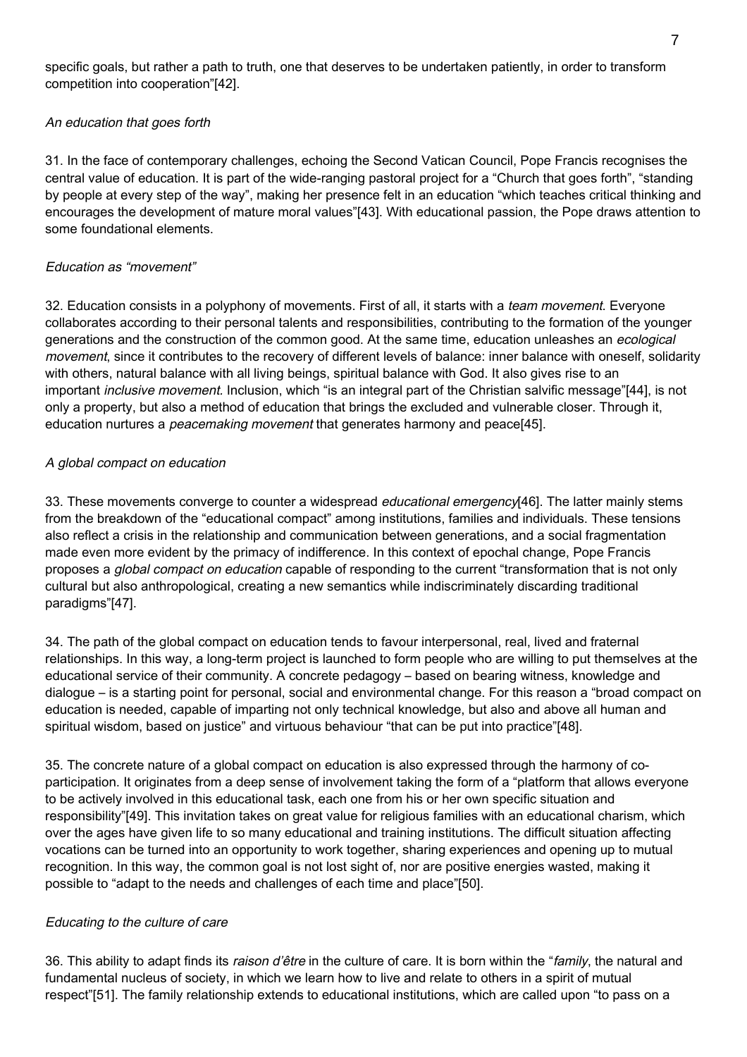specific goals, but rather a path to truth, one that deserves to be undertaken patiently, in order to transform competition into cooperation"[42].

### *An education that goes forth*

31. In the face of contemporary challenges, echoing the Second Vatican Council, Pope Francis recognises the central value of education. It is part of the wide-ranging pastoral project for a "Church that goes forth", "standing by people at every step of the way", making her presence felt in an education "which teaches critical thinking and encourages the development of mature moral values"[43]. With educational passion, the Pope draws attention to some foundational elements.

### *Education as "movement"*

32. Education consists in a polyphony of movements. First of all, it starts with a *team movement*. Everyone collaborates according to their personal talents and responsibilities, contributing to the formation of the younger generations and the construction of the common good. At the same time, education unleashes an *ecological movement*, since it contributes to the recovery of different levels of balance: inner balance with oneself, solidarity with others, natural balance with all living beings, spiritual balance with God. It also gives rise to an important *inclusive movement*. Inclusion, which "is an integral part of the Christian salvific message"[44], is not only a property, but also a method of education that brings the excluded and vulnerable closer. Through it, education nurtures a *peacemaking movement* that generates harmony and peace[45].

### *A global compact on education*

33. These movements converge to counter a widespread *educational emergency*[46]. The latter mainly stems from the breakdown of the "educational compact" among institutions, families and individuals. These tensions also reflect a crisis in the relationship and communication between generations, and a social fragmentation made even more evident by the primacy of indifference. In this context of epochal change, Pope Francis proposes a *global compact on education* capable of responding to the current "transformation that is not only cultural but also anthropological, creating a new semantics while indiscriminately discarding traditional paradigms"[47].

34. The path of the global compact on education tends to favour interpersonal, real, lived and fraternal relationships. In this way, a long-term project is launched to form people who are willing to put themselves at the educational service of their community. A concrete pedagogy – based on bearing witness, knowledge and dialogue – is a starting point for personal, social and environmental change. For this reason a "broad compact on education is needed, capable of imparting not only technical knowledge, but also and above all human and spiritual wisdom, based on justice" and virtuous behaviour "that can be put into practice"[48].

35. The concrete nature of a global compact on education is also expressed through the harmony of co-participation. It originates from a deep sense of involvement taking the form of a "platform that allows everyone to be actively involved in this educational task, each one from his or her own specific situation and responsibility"[49]. This invitation takes on great value for religious families with an educational charism, which over the ages have given life to so many educational and training institutions. The difficult situation affecting vocations can be turned into an opportunity to work together, sharing experiences and opening up to mutual recognition. In this way, the common goal is not lost sight of, nor are positive energies wasted, making it possible to "adapt to the needs and challenges of each time and place"[50].

### *Educating to the culture of care*

36. This ability to adapt finds its *raison d'être* in the culture of care. It is born within the "*family*, the natural and fundamental nucleus of society, in which we learn how to live and relate to others in a spirit of mutual respect"[51]. The family relationship extends to educational institutions, which are called upon "to pass on a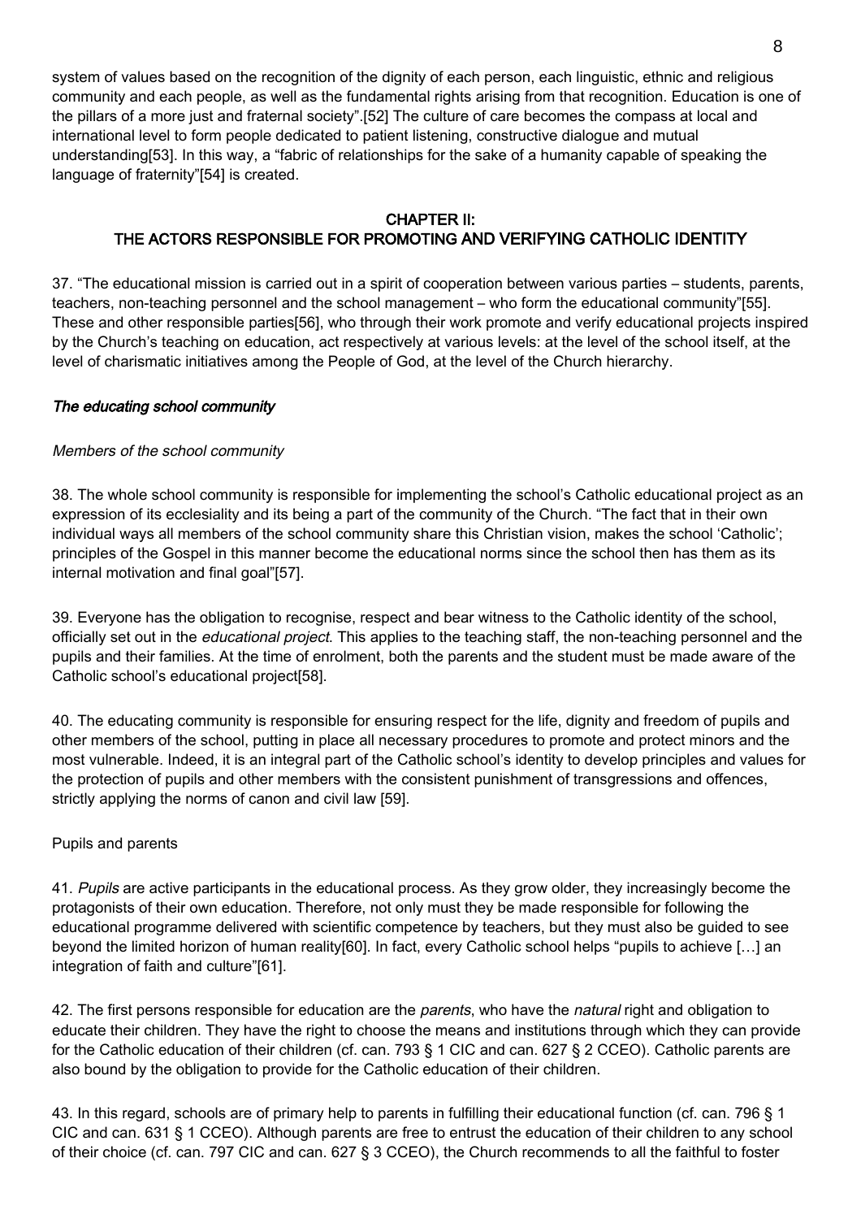system of values based on the recognition of the dignity of each person, each linguistic, ethnic and religious community and each people, as well as the fundamental rights arising from that recognition. Education is one of the pillars of a more just and fraternal society".[52] The culture of care becomes the compass at local and international level to form people dedicated to patient listening, constructive dialogue and mutual understanding[53]. In this way, a "fabric of relationships for the sake of a humanity capable of speaking the language of fraternity"[54] is created.

## CHAPTER II:
## THE ACTORS RESPONSIBLE FOR PROMOTING AND VERIFYING CATHOLIC IDENTITY

37. "The educational mission is carried out in a spirit of cooperation between various parties – students, parents, teachers, non-teaching personnel and the school management – who form the educational community"[55]. These and other responsible parties[56], who through their work promote and verify educational projects inspired by the Church's teaching on education, act respectively at various levels: at the level of the school itself, at the level of charismatic initiatives among the People of God, at the level of the Church hierarchy.

### *The educating school community*

#### *Members of the school community*

38. The whole school community is responsible for implementing the school's Catholic educational project as an expression of its ecclesiality and its being a part of the community of the Church. "The fact that in their own individual ways all members of the school community share this Christian vision, makes the school 'Catholic'; principles of the Gospel in this manner become the educational norms since the school then has them as its internal motivation and final goal"[57].

39. Everyone has the obligation to recognise, respect and bear witness to the Catholic identity of the school, officially set out in the *educational project.* This applies to the teaching staff, the non-teaching personnel and the pupils and their families. At the time of enrolment, both the parents and the student must be made aware of the Catholic school's educational project[58].

40. The educating community is responsible for ensuring respect for the life, dignity and freedom of pupils and other members of the school, putting in place all necessary procedures to promote and protect minors and the most vulnerable. Indeed, it is an integral part of the Catholic school's identity to develop principles and values for the protection of pupils and other members with the consistent punishment of transgressions and offences, strictly applying the norms of canon and civil law [59].

#### Pupils and parents

41. *Pupils* are active participants in the educational process. As they grow older, they increasingly become the protagonists of their own education. Therefore, not only must they be made responsible for following the educational programme delivered with scientific competence by teachers, but they must also be guided to see beyond the limited horizon of human reality[60]. In fact, every Catholic school helps "pupils to achieve […] an integration of faith and culture"[61].

42. The first persons responsible for education are the *parents*, who have the *natural* right and obligation to educate their children. They have the right to choose the means and institutions through which they can provide for the Catholic education of their children (cf. can. 793 § 1 CIC and can. 627 § 2 CCEO). Catholic parents are also bound by the obligation to provide for the Catholic education of their children.

43. In this regard, schools are of primary help to parents in fulfilling their educational function (cf. can. 796 § 1 CIC and can. 631 § 1 CCEO). Although parents are free to entrust the education of their children to any school of their choice (cf. can. 797 CIC and can. 627 § 3 CCEO), the Church recommends to all the faithful to foster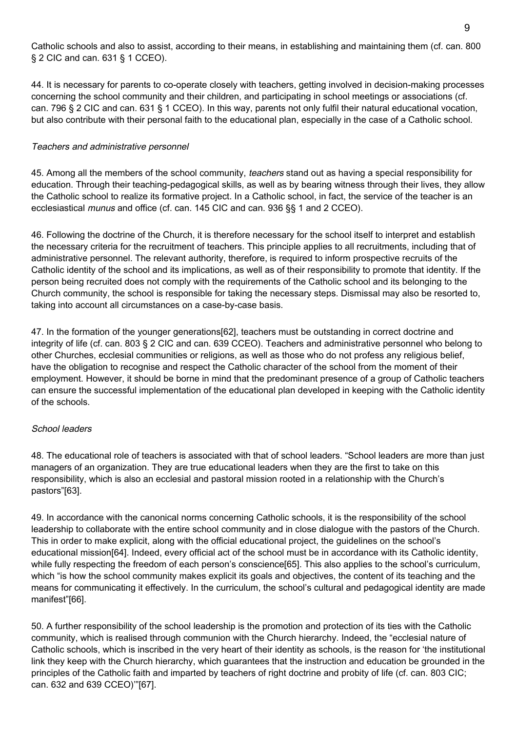Catholic schools and also to assist, according to their means, in establishing and maintaining them (cf. can. 800 § 2 CIC and can. 631 § 1 CCEO).

44. It is necessary for parents to co-operate closely with teachers, getting involved in decision-making processes concerning the school community and their children, and participating in school meetings or associations (cf. can. 796 § 2 CIC and can. 631 § 1 CCEO). In this way, parents not only fulfil their natural educational vocation, but also contribute with their personal faith to the educational plan, especially in the case of a Catholic school.

*Teachers and administrative personnel*

45. Among all the members of the school community, *teachers* stand out as having a special responsibility for education. Through their teaching-pedagogical skills, as well as by bearing witness through their lives, they allow the Catholic school to realize its formative project. In a Catholic school, in fact, the service of the teacher is an ecclesiastical *munus* and office (cf. can. 145 CIC and can. 936 §§ 1 and 2 CCEO).

46. Following the doctrine of the Church, it is therefore necessary for the school itself to interpret and establish the necessary criteria for the recruitment of teachers. This principle applies to all recruitments, including that of administrative personnel. The relevant authority, therefore, is required to inform prospective recruits of the Catholic identity of the school and its implications, as well as of their responsibility to promote that identity. If the person being recruited does not comply with the requirements of the Catholic school and its belonging to the Church community, the school is responsible for taking the necessary steps. Dismissal may also be resorted to, taking into account all circumstances on a case-by-case basis.

47. In the formation of the younger generations[62], teachers must be outstanding in correct doctrine and integrity of life (cf. can. 803 § 2 CIC and can. 639 CCEO). Teachers and administrative personnel who belong to other Churches, ecclesial communities or religions, as well as those who do not profess any religious belief, have the obligation to recognise and respect the Catholic character of the school from the moment of their employment. However, it should be borne in mind that the predominant presence of a group of Catholic teachers can ensure the successful implementation of the educational plan developed in keeping with the Catholic identity of the schools.

*School leaders*

48. The educational role of teachers is associated with that of school leaders. “School leaders are more than just managers of an organization. They are true educational leaders when they are the first to take on this responsibility, which is also an ecclesial and pastoral mission rooted in a relationship with the Church’s pastors”[63].

49. In accordance with the canonical norms concerning Catholic schools, it is the responsibility of the school leadership to collaborate with the entire school community and in close dialogue with the pastors of the Church. This in order to make explicit, along with the official educational project, the guidelines on the school’s educational mission[64]. Indeed, every official act of the school must be in accordance with its Catholic identity, while fully respecting the freedom of each person’s conscience[65]. This also applies to the school’s curriculum, which “is how the school community makes explicit its goals and objectives, the content of its teaching and the means for communicating it effectively. In the curriculum, the school’s cultural and pedagogical identity are made manifest”[66].

50. A further responsibility of the school leadership is the promotion and protection of its ties with the Catholic community, which is realised through communion with the Church hierarchy. Indeed, the “ecclesial nature of Catholic schools, which is inscribed in the very heart of their identity as schools, is the reason for ‘the institutional link they keep with the Church hierarchy, which guarantees that the instruction and education be grounded in the principles of the Catholic faith and imparted by teachers of right doctrine and probity of life (cf. can. 803 CIC; can. 632 and 639 CCEO)’”[67].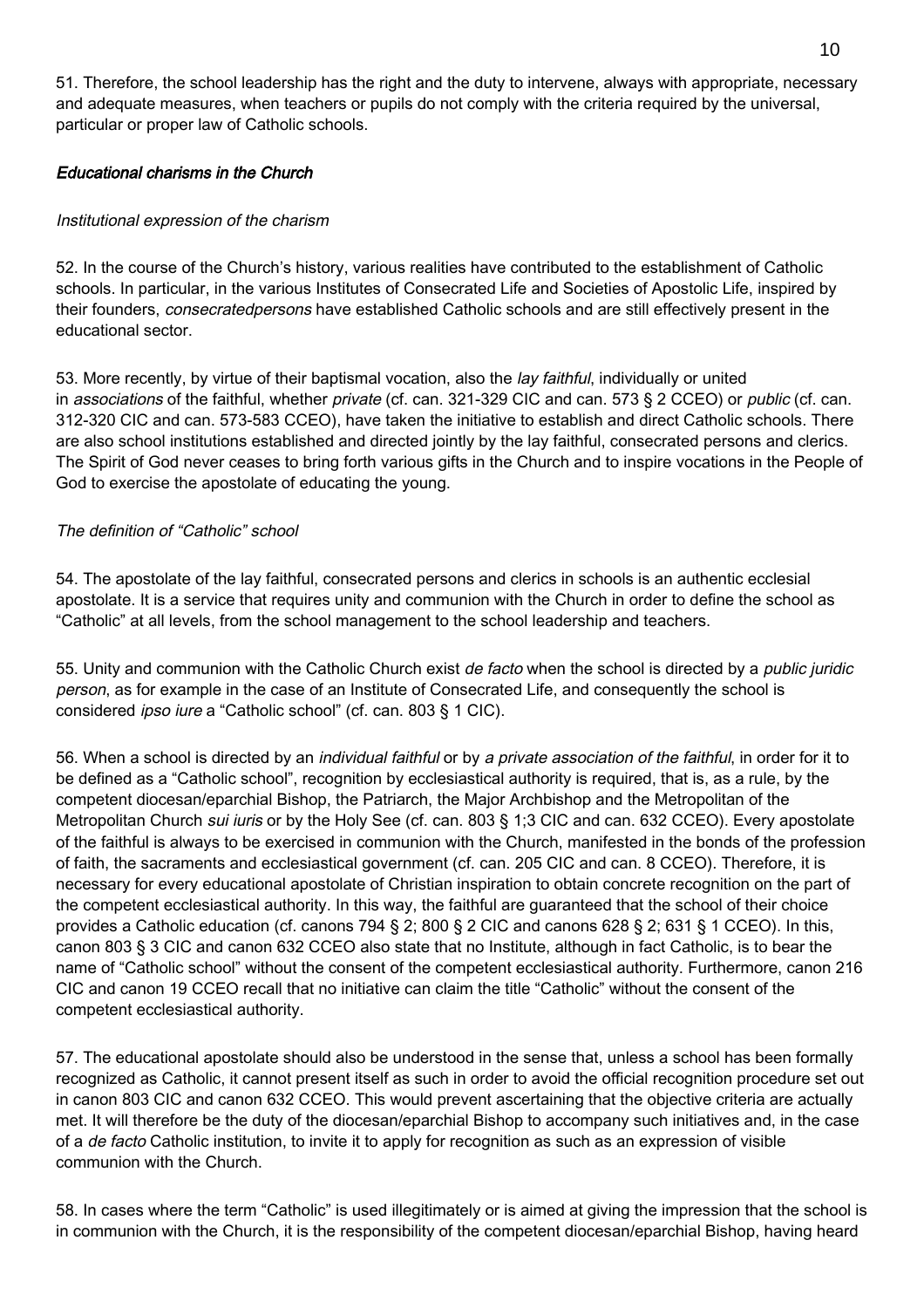51. Therefore, the school leadership has the right and the duty to intervene, always with appropriate, necessary and adequate measures, when teachers or pupils do not comply with the criteria required by the universal, particular or proper law of Catholic schools.

### *Educational charisms in the Church*

#### *Institutional expression of the charism*

52. In the course of the Church's history, various realities have contributed to the establishment of Catholic schools. In particular, in the various Institutes of Consecrated Life and Societies of Apostolic Life, inspired by their founders, *consecratedpersons* have established Catholic schools and are still effectively present in the educational sector.

53. More recently, by virtue of their baptismal vocation, also the *lay faithful*, individually or united in *associations* of the faithful, whether *private* (cf. can. 321-329 CIC and can. 573 § 2 CCEO) or *public* (cf. can. 312-320 CIC and can. 573-583 CCEO), have taken the initiative to establish and direct Catholic schools. There are also school institutions established and directed jointly by the lay faithful, consecrated persons and clerics. The Spirit of God never ceases to bring forth various gifts in the Church and to inspire vocations in the People of God to exercise the apostolate of educating the young.

#### *The definition of "Catholic" school*

54. The apostolate of the lay faithful, consecrated persons and clerics in schools is an authentic ecclesial apostolate. It is a service that requires unity and communion with the Church in order to define the school as "Catholic" at all levels, from the school management to the school leadership and teachers.

55. Unity and communion with the Catholic Church exist *de facto* when the school is directed by a *public juridic person*, as for example in the case of an Institute of Consecrated Life, and consequently the school is considered *ipso iure* a "Catholic school" (cf. can. 803 § 1 CIC).

56. When a school is directed by an *individual faithful* or by *a private association of the faithful*, in order for it to be defined as a "Catholic school", recognition by ecclesiastical authority is required, that is, as a rule, by the competent diocesan/eparchial Bishop, the Patriarch, the Major Archbishop and the Metropolitan of the Metropolitan Church *sui iuris* or by the Holy See (cf. can. 803 § 1;3 CIC and can. 632 CCEO). Every apostolate of the faithful is always to be exercised in communion with the Church, manifested in the bonds of the profession of faith, the sacraments and ecclesiastical government (cf. can. 205 CIC and can. 8 CCEO). Therefore, it is necessary for every educational apostolate of Christian inspiration to obtain concrete recognition on the part of the competent ecclesiastical authority. In this way, the faithful are guaranteed that the school of their choice provides a Catholic education (cf. canons 794 § 2; 800 § 2 CIC and canons 628 § 2; 631 § 1 CCEO). In this, canon 803 § 3 CIC and canon 632 CCEO also state that no Institute, although in fact Catholic, is to bear the name of "Catholic school" without the consent of the competent ecclesiastical authority. Furthermore, canon 216 CIC and canon 19 CCEO recall that no initiative can claim the title "Catholic" without the consent of the competent ecclesiastical authority.

57. The educational apostolate should also be understood in the sense that, unless a school has been formally recognized as Catholic, it cannot present itself as such in order to avoid the official recognition procedure set out in canon 803 CIC and canon 632 CCEO. This would prevent ascertaining that the objective criteria are actually met. It will therefore be the duty of the diocesan/eparchial Bishop to accompany such initiatives and, in the case of a *de facto* Catholic institution, to invite it to apply for recognition as such as an expression of visible communion with the Church.

58. In cases where the term "Catholic" is used illegitimately or is aimed at giving the impression that the school is in communion with the Church, it is the responsibility of the competent diocesan/eparchial Bishop, having heard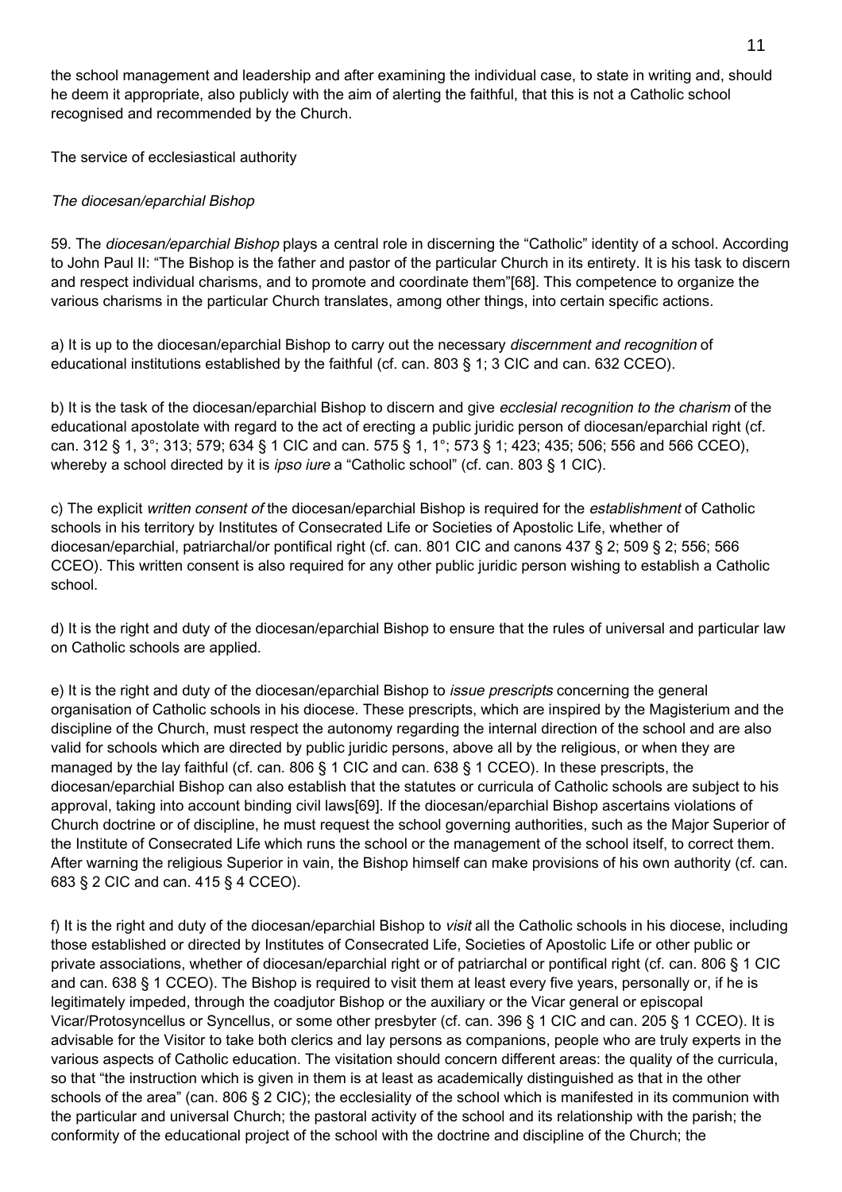the school management and leadership and after examining the individual case, to state in writing and, should he deem it appropriate, also publicly with the aim of alerting the faithful, that this is not a Catholic school recognised and recommended by the Church.

## The service of ecclesiastical authority

### *The diocesan/eparchial Bishop*

59. The *diocesan/eparchial Bishop* plays a central role in discerning the "Catholic" identity of a school. According to John Paul II: "The Bishop is the father and pastor of the particular Church in its entirety. It is his task to discern and respect individual charisms, and to promote and coordinate them"[68]. This competence to organize the various charisms in the particular Church translates, among other things, into certain specific actions.

a) It is up to the diocesan/eparchial Bishop to carry out the necessary *discernment and recognition* of educational institutions established by the faithful (cf. can. 803 § 1; 3 CIC and can. 632 CCEO).

b) It is the task of the diocesan/eparchial Bishop to discern and give *ecclesial recognition to the charism* of the educational apostolate with regard to the act of erecting a public juridic person of diocesan/eparchial right (cf. can. 312 § 1, 3°; 313; 579; 634 § 1 CIC and can. 575 § 1, 1°; 573 § 1; 423; 435; 506; 556 and 566 CCEO), whereby a school directed by it is *ipso iure* a "Catholic school" (cf. can. 803 § 1 CIC).

c) The explicit *written consent of* the diocesan/eparchial Bishop is required for the *establishment* of Catholic schools in his territory by Institutes of Consecrated Life or Societies of Apostolic Life, whether of diocesan/eparchial, patriarchal/or pontifical right (cf. can. 801 CIC and canons 437 § 2; 509 § 2; 556; 566 CCEO). This written consent is also required for any other public juridic person wishing to establish a Catholic school.

d) It is the right and duty of the diocesan/eparchial Bishop to ensure that the rules of universal and particular law on Catholic schools are applied.

e) It is the right and duty of the diocesan/eparchial Bishop to *issue prescripts* concerning the general organisation of Catholic schools in his diocese. These prescripts, which are inspired by the Magisterium and the discipline of the Church, must respect the autonomy regarding the internal direction of the school and are also valid for schools which are directed by public juridic persons, above all by the religious, or when they are managed by the lay faithful (cf. can. 806 § 1 CIC and can. 638 § 1 CCEO). In these prescripts, the diocesan/eparchial Bishop can also establish that the statutes or curricula of Catholic schools are subject to his approval, taking into account binding civil laws[69]. If the diocesan/eparchial Bishop ascertains violations of Church doctrine or of discipline, he must request the school governing authorities, such as the Major Superior of the Institute of Consecrated Life which runs the school or the management of the school itself, to correct them. After warning the religious Superior in vain, the Bishop himself can make provisions of his own authority (cf. can. 683 § 2 CIC and can. 415 § 4 CCEO).

f) It is the right and duty of the diocesan/eparchial Bishop to *visit* all the Catholic schools in his diocese, including those established or directed by Institutes of Consecrated Life, Societies of Apostolic Life or other public or private associations, whether of diocesan/eparchial right or of patriarchal or pontifical right (cf. can. 806 § 1 CIC and can. 638 § 1 CCEO). The Bishop is required to visit them at least every five years, personally or, if he is legitimately impeded, through the coadjutor Bishop or the auxiliary or the Vicar general or episcopal Vicar/Protosyncellus or Syncellus, or some other presbyter (cf. can. 396 § 1 CIC and can. 205 § 1 CCEO). It is advisable for the Visitor to take both clerics and lay persons as companions, people who are truly experts in the various aspects of Catholic education. The visitation should concern different areas: the quality of the curricula, so that "the instruction which is given in them is at least as academically distinguished as that in the other schools of the area" (can. 806 § 2 CIC); the ecclesiality of the school which is manifested in its communion with the particular and universal Church; the pastoral activity of the school and its relationship with the parish; the conformity of the educational project of the school with the doctrine and discipline of the Church; the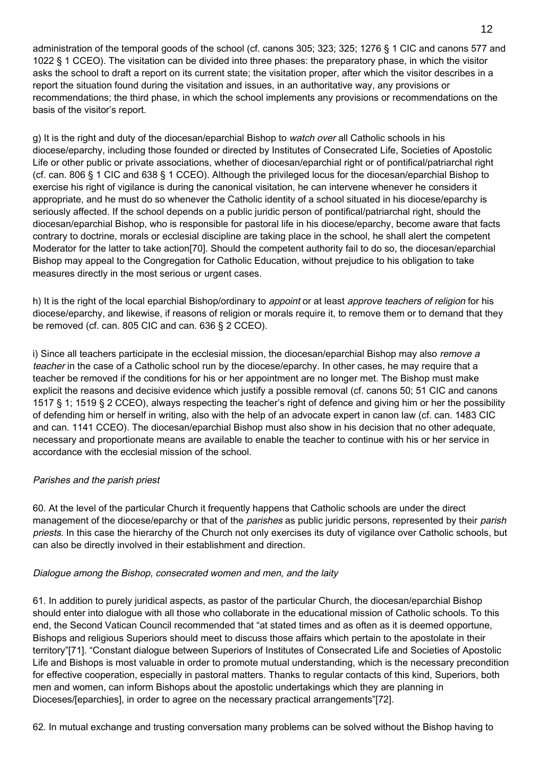administration of the temporal goods of the school (cf. canons 305; 323; 325; 1276 § 1 CIC and canons 577 and 1022 § 1 CCEO). The visitation can be divided into three phases: the preparatory phase, in which the visitor asks the school to draft a report on its current state; the visitation proper, after which the visitor describes in a report the situation found during the visitation and issues, in an authoritative way, any provisions or recommendations; the third phase, in which the school implements any provisions or recommendations on the basis of the visitor's report.

g) It is the right and duty of the diocesan/eparchial Bishop to *watch over* all Catholic schools in his diocese/eparchy, including those founded or directed by Institutes of Consecrated Life, Societies of Apostolic Life or other public or private associations, whether of diocesan/eparchial right or of pontifical/patriarchal right (cf. can. 806 § 1 CIC and 638 § 1 CCEO). Although the privileged locus for the diocesan/eparchial Bishop to exercise his right of vigilance is during the canonical visitation, he can intervene whenever he considers it appropriate, and he must do so whenever the Catholic identity of a school situated in his diocese/eparchy is seriously affected. If the school depends on a public juridic person of pontifical/patriarchal right, should the diocesan/eparchial Bishop, who is responsible for pastoral life in his diocese/eparchy, become aware that facts contrary to doctrine, morals or ecclesial discipline are taking place in the school, he shall alert the competent Moderator for the latter to take action[70]. Should the competent authority fail to do so, the diocesan/eparchial Bishop may appeal to the Congregation for Catholic Education, without prejudice to his obligation to take measures directly in the most serious or urgent cases.

h) It is the right of the local eparchial Bishop/ordinary to *appoint* or at least *approve teachers of religion* for his diocese/eparchy, and likewise, if reasons of religion or morals require it, to remove them or to demand that they be removed (cf. can. 805 CIC and can. 636 § 2 CCEO).

i) Since all teachers participate in the ecclesial mission, the diocesan/eparchial Bishop may also *remove a teacher* in the case of a Catholic school run by the diocese/eparchy. In other cases, he may require that a teacher be removed if the conditions for his or her appointment are no longer met. The Bishop must make explicit the reasons and decisive evidence which justify a possible removal (cf. canons 50; 51 CIC and canons 1517 § 1; 1519 § 2 CCEO), always respecting the teacher's right of defence and giving him or her the possibility of defending him or herself in writing, also with the help of an advocate expert in canon law (cf. can. 1483 CIC and can. 1141 CCEO). The diocesan/eparchial Bishop must also show in his decision that no other adequate, necessary and proportionate means are available to enable the teacher to continue with his or her service in accordance with the ecclesial mission of the school.

*Parishes and the parish priest*

60. At the level of the particular Church it frequently happens that Catholic schools are under the direct management of the diocese/eparchy or that of the *parishes* as public juridic persons, represented by their *parish priests*. In this case the hierarchy of the Church not only exercises its duty of vigilance over Catholic schools, but can also be directly involved in their establishment and direction.

*Dialogue among the Bishop, consecrated women and men, and the laity*

61. In addition to purely juridical aspects, as pastor of the particular Church, the diocesan/eparchial Bishop should enter into dialogue with all those who collaborate in the educational mission of Catholic schools. To this end, the Second Vatican Council recommended that "at stated times and as often as it is deemed opportune, Bishops and religious Superiors should meet to discuss those affairs which pertain to the apostolate in their territory"[71]. "Constant dialogue between Superiors of Institutes of Consecrated Life and Societies of Apostolic Life and Bishops is most valuable in order to promote mutual understanding, which is the necessary precondition for effective cooperation, especially in pastoral matters. Thanks to regular contacts of this kind, Superiors, both men and women, can inform Bishops about the apostolic undertakings which they are planning in Dioceses/[eparchies], in order to agree on the necessary practical arrangements"[72].

62. In mutual exchange and trusting conversation many problems can be solved without the Bishop having to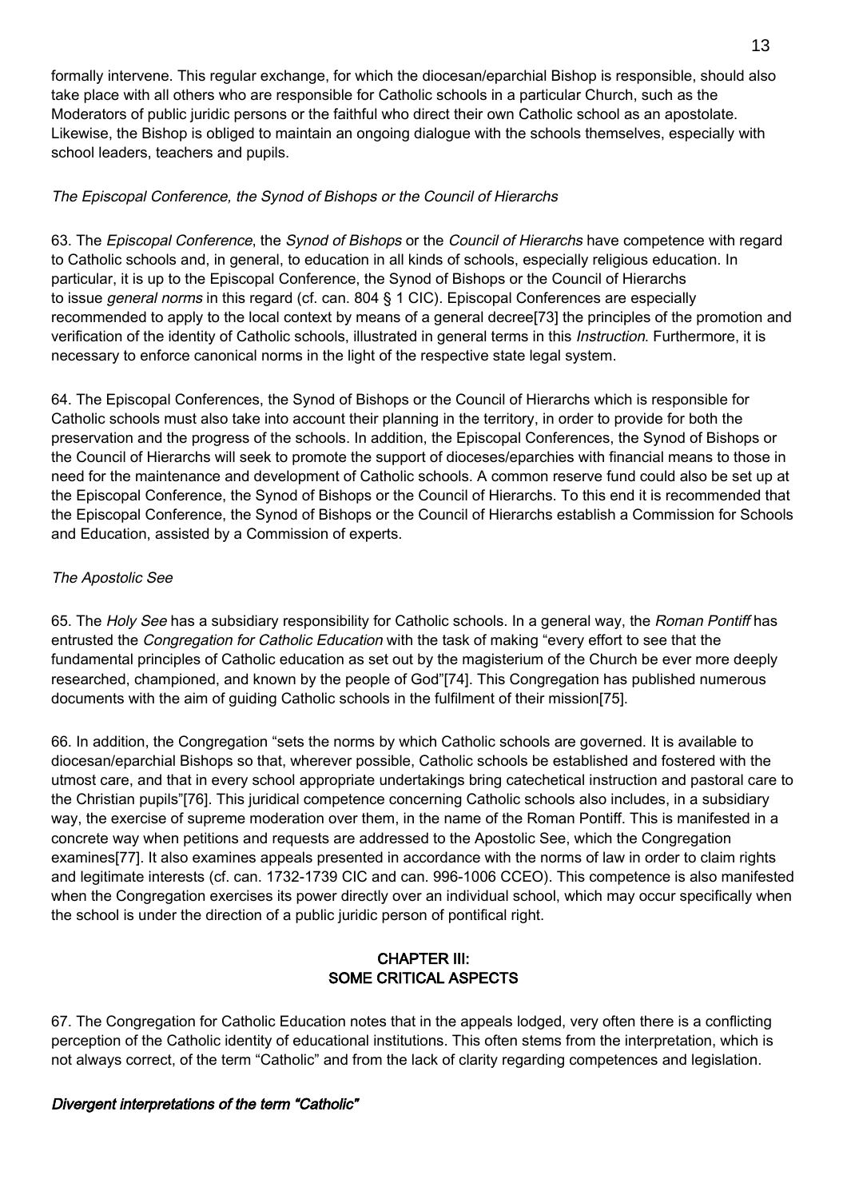formally intervene. This regular exchange, for which the diocesan/eparchial Bishop is responsible, should also take place with all others who are responsible for Catholic schools in a particular Church, such as the Moderators of public juridic persons or the faithful who direct their own Catholic school as an apostolate. Likewise, the Bishop is obliged to maintain an ongoing dialogue with the schools themselves, especially with school leaders, teachers and pupils.

*The Episcopal Conference, the Synod of Bishops or the Council of Hierarchs*

63. The *Episcopal Conference*, the *Synod of Bishops* or the *Council of Hierarchs* have competence with regard to Catholic schools and, in general, to education in all kinds of schools, especially religious education. In particular, it is up to the Episcopal Conference, the Synod of Bishops or the Council of Hierarchs to issue *general norms* in this regard (cf. can. 804 § 1 CIC). Episcopal Conferences are especially recommended to apply to the local context by means of a general decree[73] the principles of the promotion and verification of the identity of Catholic schools, illustrated in general terms in this *Instruction*. Furthermore, it is necessary to enforce canonical norms in the light of the respective state legal system.

64. The Episcopal Conferences, the Synod of Bishops or the Council of Hierarchs which is responsible for Catholic schools must also take into account their planning in the territory, in order to provide for both the preservation and the progress of the schools. In addition, the Episcopal Conferences, the Synod of Bishops or the Council of Hierarchs will seek to promote the support of dioceses/eparchies with financial means to those in need for the maintenance and development of Catholic schools. A common reserve fund could also be set up at the Episcopal Conference, the Synod of Bishops or the Council of Hierarchs. To this end it is recommended that the Episcopal Conference, the Synod of Bishops or the Council of Hierarchs establish a Commission for Schools and Education, assisted by a Commission of experts.

*The Apostolic See*

65. The *Holy See* has a subsidiary responsibility for Catholic schools. In a general way, the *Roman Pontiff* has entrusted the *Congregation for Catholic Education* with the task of making "every effort to see that the fundamental principles of Catholic education as set out by the magisterium of the Church be ever more deeply researched, championed, and known by the people of God"[74]. This Congregation has published numerous documents with the aim of guiding Catholic schools in the fulfilment of their mission[75].

66. In addition, the Congregation "sets the norms by which Catholic schools are governed. It is available to diocesan/eparchial Bishops so that, wherever possible, Catholic schools be established and fostered with the utmost care, and that in every school appropriate undertakings bring catechetical instruction and pastoral care to the Christian pupils"[76]. This juridical competence concerning Catholic schools also includes, in a subsidiary way, the exercise of supreme moderation over them, in the name of the Roman Pontiff. This is manifested in a concrete way when petitions and requests are addressed to the Apostolic See, which the Congregation examines[77]. It also examines appeals presented in accordance with the norms of law in order to claim rights and legitimate interests (cf. can. 1732-1739 CIC and can. 996-1006 CCEO). This competence is also manifested when the Congregation exercises its power directly over an individual school, which may occur specifically when the school is under the direction of a public juridic person of pontifical right.

## CHAPTER III:
## SOME CRITICAL ASPECTS

67. The Congregation for Catholic Education notes that in the appeals lodged, very often there is a conflicting perception of the Catholic identity of educational institutions. This often stems from the interpretation, which is not always correct, of the term "Catholic" and from the lack of clarity regarding competences and legislation.

***Divergent interpretations of the term "Catholic"***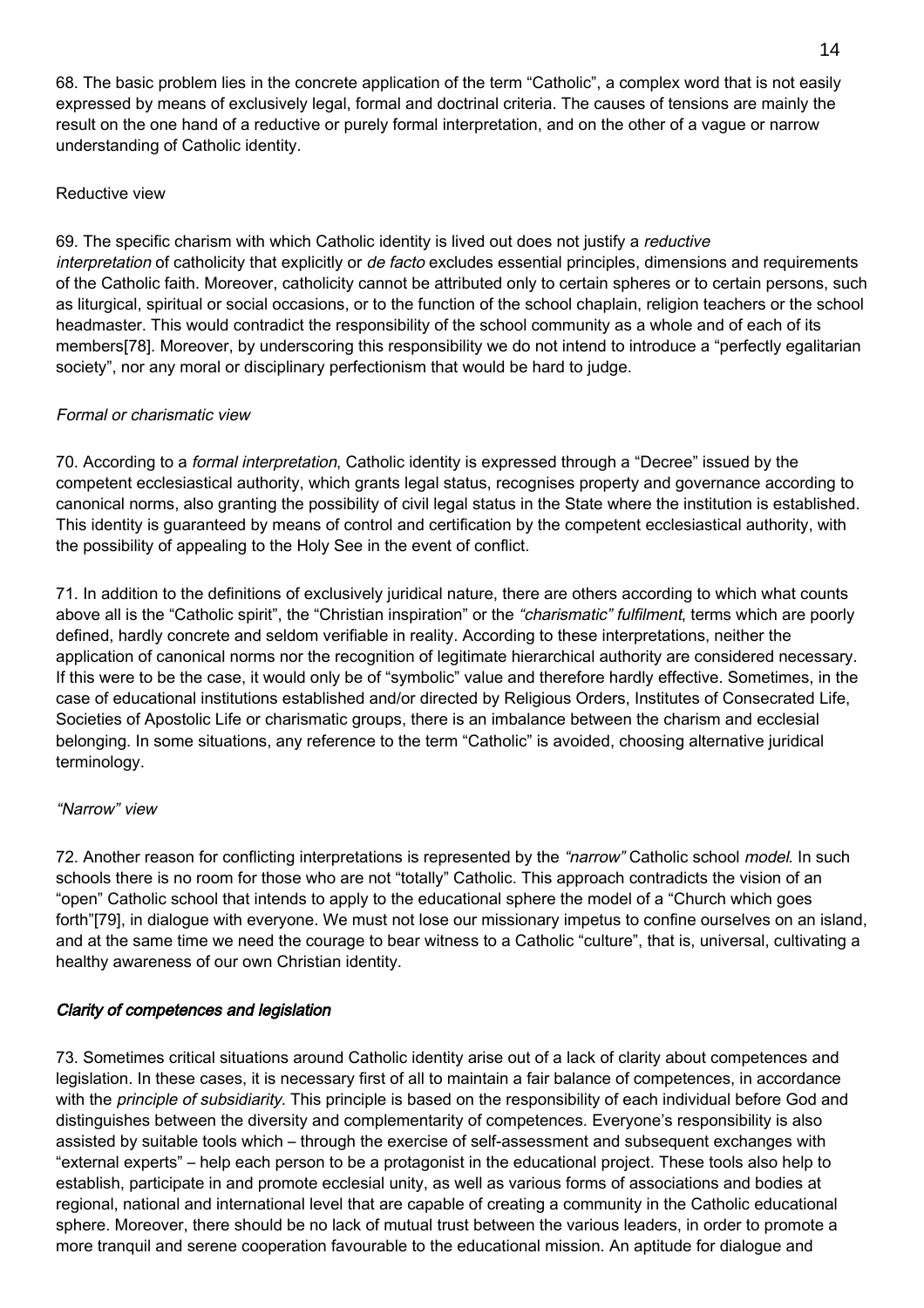68. The basic problem lies in the concrete application of the term "Catholic", a complex word that is not easily expressed by means of exclusively legal, formal and doctrinal criteria. The causes of tensions are mainly the result on the one hand of a reductive or purely formal interpretation, and on the other of a vague or narrow understanding of Catholic identity.

### Reductive view

69. The specific charism with which Catholic identity is lived out does not justify a *reductive interpretation* of catholicity that explicitly or *de facto* excludes essential principles, dimensions and requirements of the Catholic faith. Moreover, catholicity cannot be attributed only to certain spheres or to certain persons, such as liturgical, spiritual or social occasions, or to the function of the school chaplain, religion teachers or the school headmaster. This would contradict the responsibility of the school community as a whole and of each of its members[78]. Moreover, by underscoring this responsibility we do not intend to introduce a "perfectly egalitarian society", nor any moral or disciplinary perfectionism that would be hard to judge.

### *Formal or charismatic view*

70. According to a *formal interpretation*, Catholic identity is expressed through a "Decree" issued by the competent ecclesiastical authority, which grants legal status, recognises property and governance according to canonical norms, also granting the possibility of civil legal status in the State where the institution is established. This identity is guaranteed by means of control and certification by the competent ecclesiastical authority, with the possibility of appealing to the Holy See in the event of conflict.

71. In addition to the definitions of exclusively juridical nature, there are others according to which what counts above all is the "Catholic spirit", the "Christian inspiration" or the *"charismatic" fulfilment*, terms which are poorly defined, hardly concrete and seldom verifiable in reality. According to these interpretations, neither the application of canonical norms nor the recognition of legitimate hierarchical authority are considered necessary. If this were to be the case, it would only be of "symbolic" value and therefore hardly effective. Sometimes, in the case of educational institutions established and/or directed by Religious Orders, Institutes of Consecrated Life, Societies of Apostolic Life or charismatic groups, there is an imbalance between the charism and ecclesial belonging. In some situations, any reference to the term "Catholic" is avoided, choosing alternative juridical terminology.

### *"Narrow" view*

72. Another reason for conflicting interpretations is represented by the *"narrow"* Catholic school *model*. In such schools there is no room for those who are not "totally" Catholic. This approach contradicts the vision of an "open" Catholic school that intends to apply to the educational sphere the model of a "Church which goes forth"[79], in dialogue with everyone. We must not lose our missionary impetus to confine ourselves on an island, and at the same time we need the courage to bear witness to a Catholic "culture", that is, universal, cultivating a healthy awareness of our own Christian identity.

## *Clarity of competences and legislation*

73. Sometimes critical situations around Catholic identity arise out of a lack of clarity about competences and legislation. In these cases, it is necessary first of all to maintain a fair balance of competences, in accordance with the *principle of subsidiarity*. This principle is based on the responsibility of each individual before God and distinguishes between the diversity and complementarity of competences. Everyone's responsibility is also assisted by suitable tools which – through the exercise of self-assessment and subsequent exchanges with "external experts" – help each person to be a protagonist in the educational project. These tools also help to establish, participate in and promote ecclesial unity, as well as various forms of associations and bodies at regional, national and international level that are capable of creating a community in the Catholic educational sphere. Moreover, there should be no lack of mutual trust between the various leaders, in order to promote a more tranquil and serene cooperation favourable to the educational mission. An aptitude for dialogue and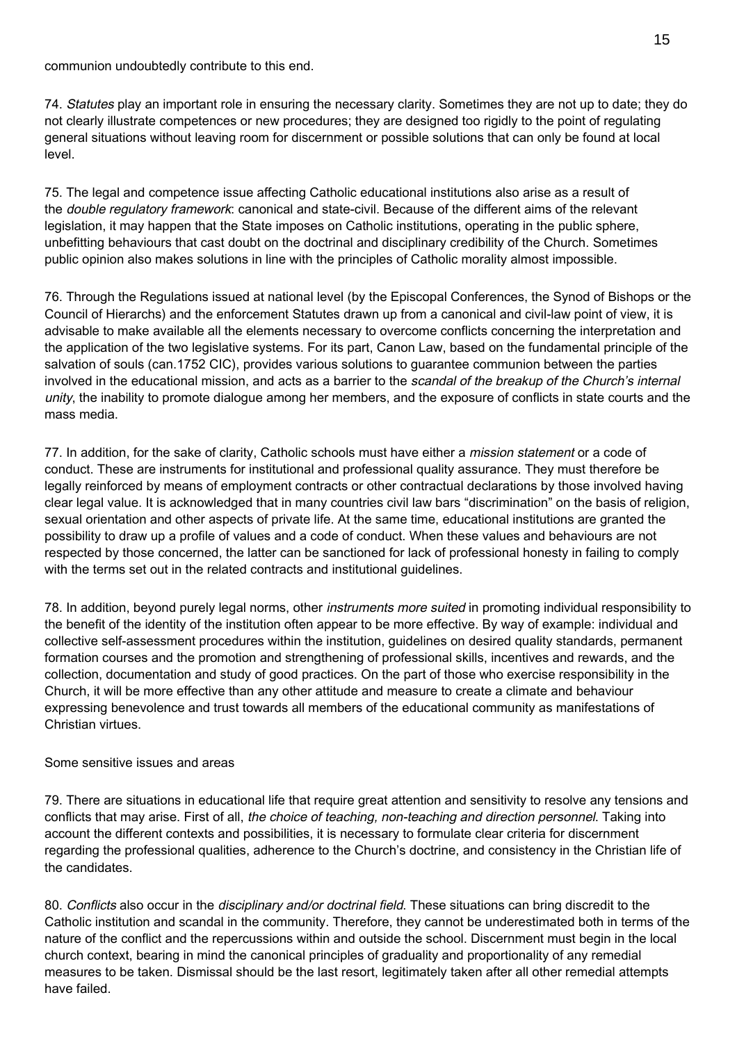communion undoubtedly contribute to this end.

74. *Statutes* play an important role in ensuring the necessary clarity. Sometimes they are not up to date; they do not clearly illustrate competences or new procedures; they are designed too rigidly to the point of regulating general situations without leaving room for discernment or possible solutions that can only be found at local level.

75. The legal and competence issue affecting Catholic educational institutions also arise as a result of the *double regulatory framework*: canonical and state-civil. Because of the different aims of the relevant legislation, it may happen that the State imposes on Catholic institutions, operating in the public sphere, unbefitting behaviours that cast doubt on the doctrinal and disciplinary credibility of the Church. Sometimes public opinion also makes solutions in line with the principles of Catholic morality almost impossible.

76. Through the Regulations issued at national level (by the Episcopal Conferences, the Synod of Bishops or the Council of Hierarchs) and the enforcement Statutes drawn up from a canonical and civil-law point of view, it is advisable to make available all the elements necessary to overcome conflicts concerning the interpretation and the application of the two legislative systems. For its part, Canon Law, based on the fundamental principle of the salvation of souls (can.1752 CIC), provides various solutions to guarantee communion between the parties involved in the educational mission, and acts as a barrier to the *scandal of the breakup of the Church's internal unity*, the inability to promote dialogue among her members, and the exposure of conflicts in state courts and the mass media.

77. In addition, for the sake of clarity, Catholic schools must have either a *mission statement* or a code of conduct. These are instruments for institutional and professional quality assurance. They must therefore be legally reinforced by means of employment contracts or other contractual declarations by those involved having clear legal value. It is acknowledged that in many countries civil law bars "discrimination" on the basis of religion, sexual orientation and other aspects of private life. At the same time, educational institutions are granted the possibility to draw up a profile of values and a code of conduct. When these values and behaviours are not respected by those concerned, the latter can be sanctioned for lack of professional honesty in failing to comply with the terms set out in the related contracts and institutional guidelines.

78. In addition, beyond purely legal norms, other *instruments more suited* in promoting individual responsibility to the benefit of the identity of the institution often appear to be more effective. By way of example: individual and collective self-assessment procedures within the institution, guidelines on desired quality standards, permanent formation courses and the promotion and strengthening of professional skills, incentives and rewards, and the collection, documentation and study of good practices. On the part of those who exercise responsibility in the Church, it will be more effective than any other attitude and measure to create a climate and behaviour expressing benevolence and trust towards all members of the educational community as manifestations of Christian virtues.

### Some sensitive issues and areas

79. There are situations in educational life that require great attention and sensitivity to resolve any tensions and conflicts that may arise. First of all, *the choice of teaching, non-teaching and direction personnel*. Taking into account the different contexts and possibilities, it is necessary to formulate clear criteria for discernment regarding the professional qualities, adherence to the Church's doctrine, and consistency in the Christian life of the candidates.

80. *Conflicts* also occur in the *disciplinary and/or doctrinal field*. These situations can bring discredit to the Catholic institution and scandal in the community. Therefore, they cannot be underestimated both in terms of the nature of the conflict and the repercussions within and outside the school. Discernment must begin in the local church context, bearing in mind the canonical principles of graduality and proportionality of any remedial measures to be taken. Dismissal should be the last resort, legitimately taken after all other remedial attempts have failed.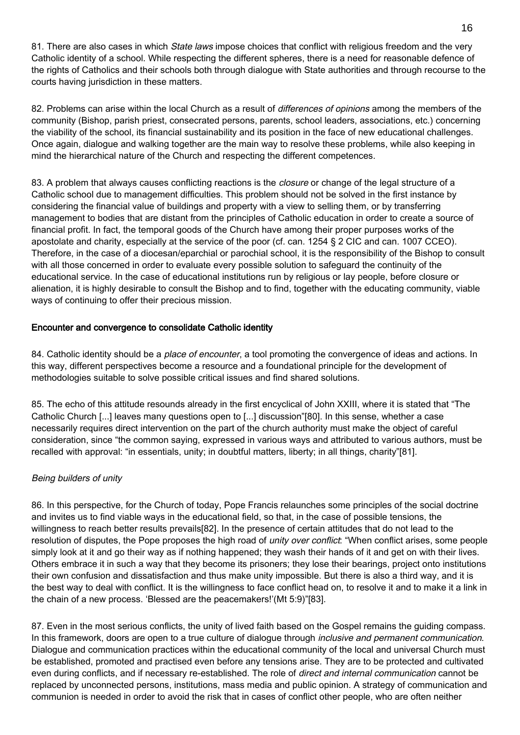81. There are also cases in which *State laws* impose choices that conflict with religious freedom and the very Catholic identity of a school. While respecting the different spheres, there is a need for reasonable defence of the rights of Catholics and their schools both through dialogue with State authorities and through recourse to the courts having jurisdiction in these matters.

82. Problems can arise within the local Church as a result of *differences of opinions* among the members of the community (Bishop, parish priest, consecrated persons, parents, school leaders, associations, etc.) concerning the viability of the school, its financial sustainability and its position in the face of new educational challenges. Once again, dialogue and walking together are the main way to resolve these problems, while also keeping in mind the hierarchical nature of the Church and respecting the different competences.

83. A problem that always causes conflicting reactions is the *closure* or change of the legal structure of a Catholic school due to management difficulties. This problem should not be solved in the first instance by considering the financial value of buildings and property with a view to selling them, or by transferring management to bodies that are distant from the principles of Catholic education in order to create a source of financial profit. In fact, the temporal goods of the Church have among their proper purposes works of the apostolate and charity, especially at the service of the poor (cf. can. 1254 § 2 CIC and can. 1007 CCEO). Therefore, in the case of a diocesan/eparchial or parochial school, it is the responsibility of the Bishop to consult with all those concerned in order to evaluate every possible solution to safeguard the continuity of the educational service. In the case of educational institutions run by religious or lay people, before closure or alienation, it is highly desirable to consult the Bishop and to find, together with the educating community, viable ways of continuing to offer their precious mission.

## Encounter and convergence to consolidate Catholic identity

84. Catholic identity should be a *place of encounter*, a tool promoting the convergence of ideas and actions. In this way, different perspectives become a resource and a foundational principle for the development of methodologies suitable to solve possible critical issues and find shared solutions.

85. The echo of this attitude resounds already in the first encyclical of John XXIII, where it is stated that "The Catholic Church [...] leaves many questions open to [...] discussion"[80]. In this sense, whether a case necessarily requires direct intervention on the part of the church authority must make the object of careful consideration, since "the common saying, expressed in various ways and attributed to various authors, must be recalled with approval: "in essentials, unity; in doubtful matters, liberty; in all things, charity"[81].

### *Being builders of unity*

86. In this perspective, for the Church of today, Pope Francis relaunches some principles of the social doctrine and invites us to find viable ways in the educational field, so that, in the case of possible tensions, the willingness to reach better results prevails[82]. In the presence of certain attitudes that do not lead to the resolution of disputes, the Pope proposes the high road of *unity over conflict*: "When conflict arises, some people simply look at it and go their way as if nothing happened; they wash their hands of it and get on with their lives. Others embrace it in such a way that they become its prisoners; they lose their bearings, project onto institutions their own confusion and dissatisfaction and thus make unity impossible. But there is also a third way, and it is the best way to deal with conflict. It is the willingness to face conflict head on, to resolve it and to make it a link in the chain of a new process. 'Blessed are the peacemakers!'(Mt 5:9)"[83].

87. Even in the most serious conflicts, the unity of lived faith based on the Gospel remains the guiding compass. In this framework, doors are open to a true culture of dialogue through *inclusive and permanent communication*. Dialogue and communication practices within the educational community of the local and universal Church must be established, promoted and practised even before any tensions arise. They are to be protected and cultivated even during conflicts, and if necessary re-established. The role of *direct and internal communication* cannot be replaced by unconnected persons, institutions, mass media and public opinion. A strategy of communication and communion is needed in order to avoid the risk that in cases of conflict other people, who are often neither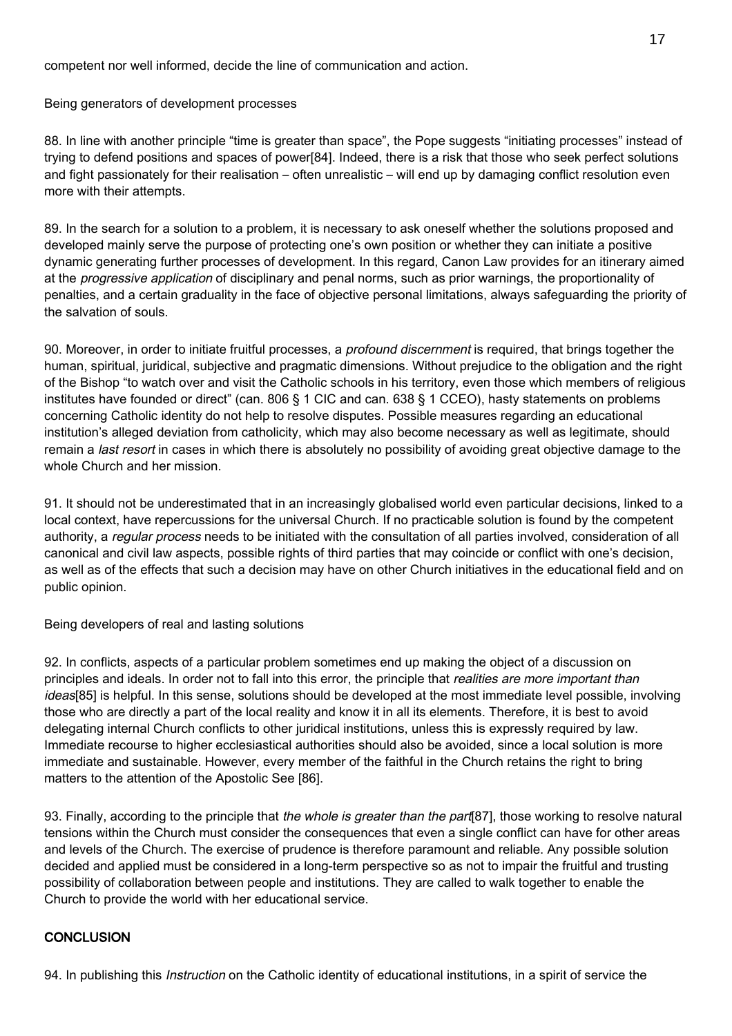competent nor well informed, decide the line of communication and action.

Being generators of development processes

88. In line with another principle "time is greater than space", the Pope suggests "initiating processes" instead of trying to defend positions and spaces of power[84]. Indeed, there is a risk that those who seek perfect solutions and fight passionately for their realisation – often unrealistic – will end up by damaging conflict resolution even more with their attempts.

89. In the search for a solution to a problem, it is necessary to ask oneself whether the solutions proposed and developed mainly serve the purpose of protecting one's own position or whether they can initiate a positive dynamic generating further processes of development. In this regard, Canon Law provides for an itinerary aimed at the *progressive application* of disciplinary and penal norms, such as prior warnings, the proportionality of penalties, and a certain graduality in the face of objective personal limitations, always safeguarding the priority of the salvation of souls.

90. Moreover, in order to initiate fruitful processes, a *profound discernment* is required, that brings together the human, spiritual, juridical, subjective and pragmatic dimensions. Without prejudice to the obligation and the right of the Bishop "to watch over and visit the Catholic schools in his territory, even those which members of religious institutes have founded or direct" (can. 806 § 1 CIC and can. 638 § 1 CCEO), hasty statements on problems concerning Catholic identity do not help to resolve disputes. Possible measures regarding an educational institution's alleged deviation from catholicity, which may also become necessary as well as legitimate, should remain a *last resort* in cases in which there is absolutely no possibility of avoiding great objective damage to the whole Church and her mission.

91. It should not be underestimated that in an increasingly globalised world even particular decisions, linked to a local context, have repercussions for the universal Church. If no practicable solution is found by the competent authority, a *regular process* needs to be initiated with the consultation of all parties involved, consideration of all canonical and civil law aspects, possible rights of third parties that may coincide or conflict with one's decision, as well as of the effects that such a decision may have on other Church initiatives in the educational field and on public opinion.

Being developers of real and lasting solutions

92. In conflicts, aspects of a particular problem sometimes end up making the object of a discussion on principles and ideals. In order not to fall into this error, the principle that *realities are more important than ideas*[85] is helpful. In this sense, solutions should be developed at the most immediate level possible, involving those who are directly a part of the local reality and know it in all its elements. Therefore, it is best to avoid delegating internal Church conflicts to other juridical institutions, unless this is expressly required by law. Immediate recourse to higher ecclesiastical authorities should also be avoided, since a local solution is more immediate and sustainable. However, every member of the faithful in the Church retains the right to bring matters to the attention of the Apostolic See [86].

93. Finally, according to the principle that *the whole is greater than the part*[87], those working to resolve natural tensions within the Church must consider the consequences that even a single conflict can have for other areas and levels of the Church. The exercise of prudence is therefore paramount and reliable. Any possible solution decided and applied must be considered in a long-term perspective so as not to impair the fruitful and trusting possibility of collaboration between people and institutions. They are called to walk together to enable the Church to provide the world with her educational service.

## CONCLUSION

94. In publishing this *Instruction* on the Catholic identity of educational institutions, in a spirit of service the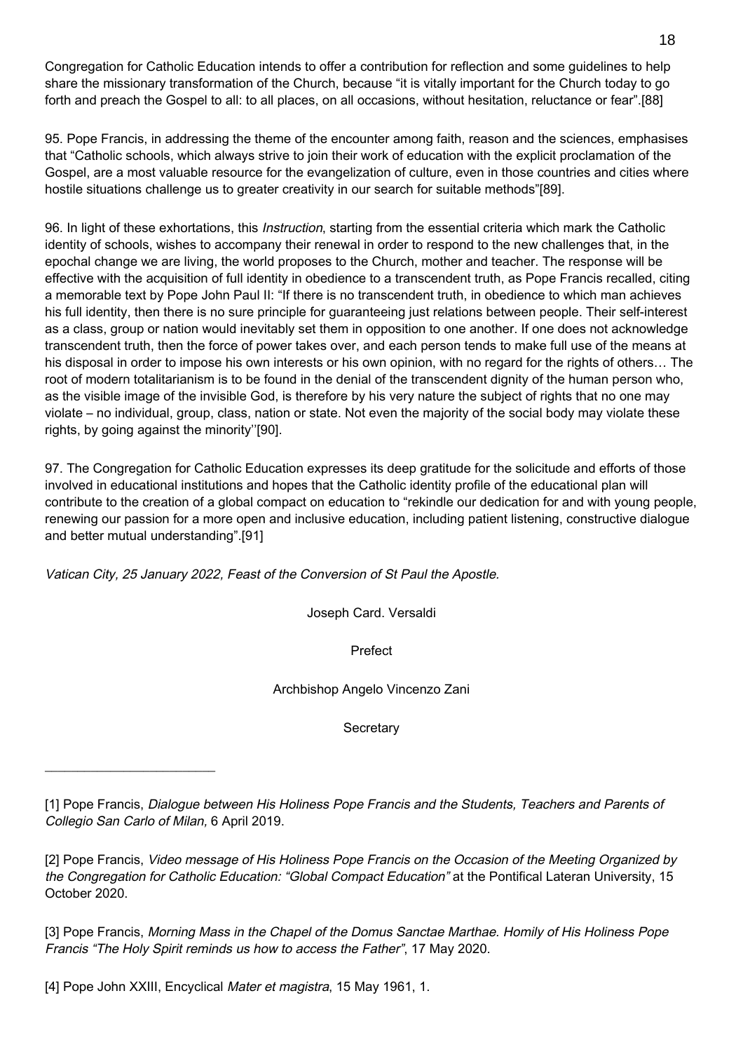Congregation for Catholic Education intends to offer a contribution for reflection and some guidelines to help share the missionary transformation of the Church, because "it is vitally important for the Church today to go forth and preach the Gospel to all: to all places, on all occasions, without hesitation, reluctance or fear".[88]

95. Pope Francis, in addressing the theme of the encounter among faith, reason and the sciences, emphasises that "Catholic schools, which always strive to join their work of education with the explicit proclamation of the Gospel, are a most valuable resource for the evangelization of culture, even in those countries and cities where hostile situations challenge us to greater creativity in our search for suitable methods"[89].

96. In light of these exhortations, this *Instruction*, starting from the essential criteria which mark the Catholic identity of schools, wishes to accompany their renewal in order to respond to the new challenges that, in the epochal change we are living, the world proposes to the Church, mother and teacher. The response will be effective with the acquisition of full identity in obedience to a transcendent truth, as Pope Francis recalled, citing a memorable text by Pope John Paul II: "If there is no transcendent truth, in obedience to which man achieves his full identity, then there is no sure principle for guaranteeing just relations between people. Their self-interest as a class, group or nation would inevitably set them in opposition to one another. If one does not acknowledge transcendent truth, then the force of power takes over, and each person tends to make full use of the means at his disposal in order to impose his own interests or his own opinion, with no regard for the rights of others… The root of modern totalitarianism is to be found in the denial of the transcendent dignity of the human person who, as the visible image of the invisible God, is therefore by his very nature the subject of rights that no one may violate – no individual, group, class, nation or state. Not even the majority of the social body may violate these rights, by going against the minority''[90].

97. The Congregation for Catholic Education expresses its deep gratitude for the solicitude and efforts of those involved in educational institutions and hopes that the Catholic identity profile of the educational plan will contribute to the creation of a global compact on education to "rekindle our dedication for and with young people, renewing our passion for a more open and inclusive education, including patient listening, constructive dialogue and better mutual understanding".[91]

*Vatican City, 25 January 2022, Feast of the Conversion of St Paul the Apostle.*

Joseph Card. Versaldi

Prefect

Archbishop Angelo Vincenzo Zani

Secretary

---

[1] Pope Francis, *Dialogue between His Holiness Pope Francis and the Students, Teachers and Parents of Collegio San Carlo of Milan,* 6 April 2019.

[2] Pope Francis, *Video message of His Holiness Pope Francis on the Occasion of the Meeting Organized by the Congregation for Catholic Education: "Global Compact Education"* at the Pontifical Lateran University, 15 October 2020.

[3] Pope Francis, *Morning Mass in the Chapel of the Domus Sanctae Marthae. Homily of His Holiness Pope Francis "The Holy Spirit reminds us how to access the Father"*, 17 May 2020.

[4] Pope John XXIII, Encyclical *Mater et magistra*, 15 May 1961, 1.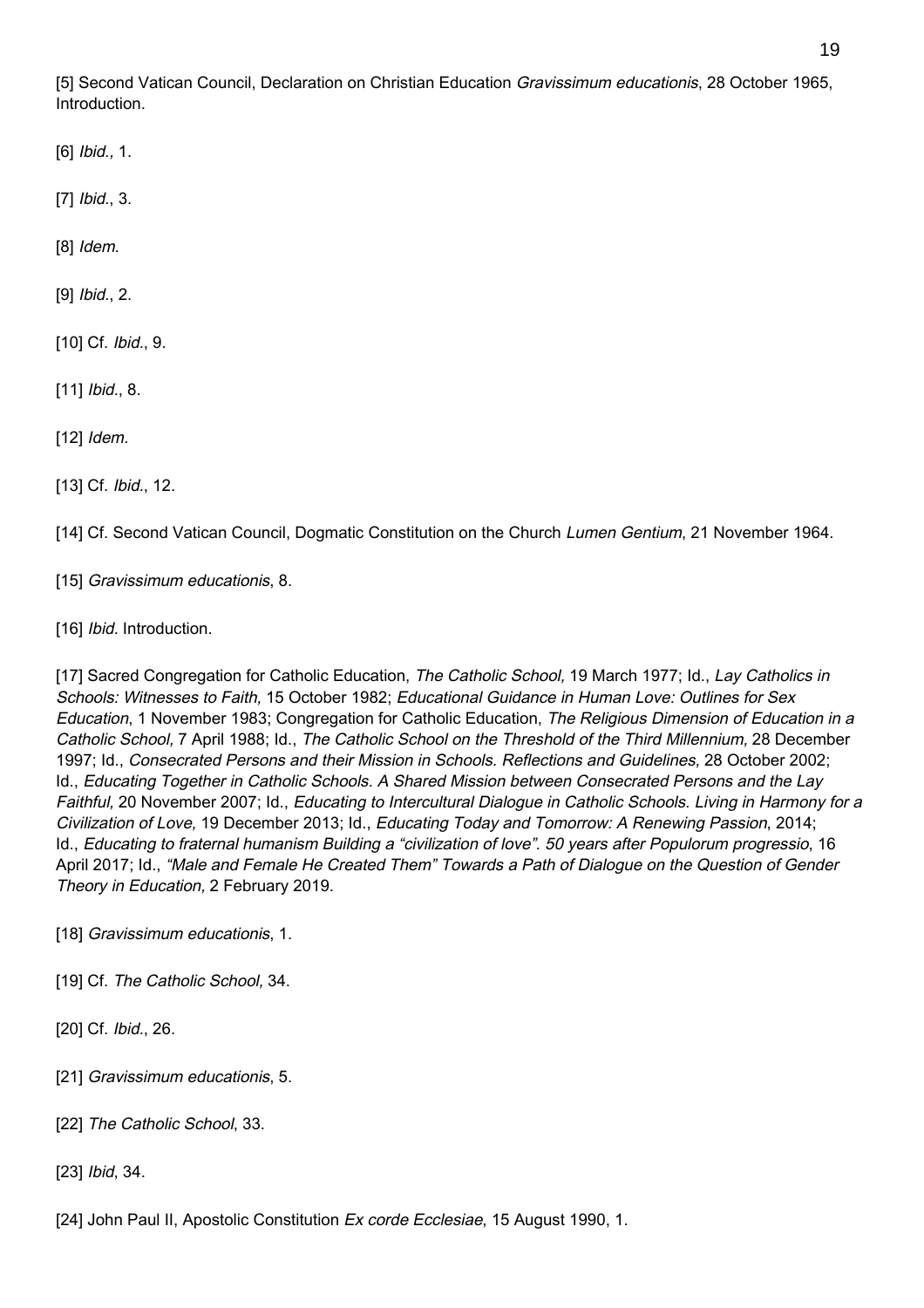[5] Second Vatican Council, Declaration on Christian Education *Gravissimum educationis*, 28 October 1965, Introduction.

[6] *Ibid.,* 1.

[7] *Ibid.*, 3.

[8] *Idem.*

[9] *Ibid.*, 2.

[10] Cf. *Ibid.*, 9.

[11] *Ibid.*, 8.

[12] *Idem.*

[13] Cf. *Ibid.*, 12.

[14] Cf. Second Vatican Council, Dogmatic Constitution on the Church *Lumen Gentium*, 21 November 1964.

[15] *Gravissimum educationis*, 8.

[16] *Ibid.* Introduction.

[17] Sacred Congregation for Catholic Education, *The Catholic School,* 19 March 1977; Id., *Lay Catholics in Schools: Witnesses to Faith,* 15 October 1982; *Educational Guidance in Human Love: Outlines for Sex Education*, 1 November 1983; Congregation for Catholic Education, *The Religious Dimension of Education in a Catholic School,* 7 April 1988; Id., *The Catholic School on the Threshold of the Third Millennium,* 28 December 1997; Id., *Consecrated Persons and their Mission in Schools. Reflections and Guidelines,* 28 October 2002; Id., *Educating Together in Catholic Schools. A Shared Mission between Consecrated Persons and the Lay Faithful,* 20 November 2007; Id., *Educating to Intercultural Dialogue in Catholic Schools. Living in Harmony for a Civilization of Love,* 19 December 2013; Id., *Educating Today and Tomorrow: A Renewing Passion*, 2014; Id., *Educating to fraternal humanism Building a "civilization of love". 50 years after Populorum progressio*, 16 April 2017; Id., *"Male and Female He Created Them" Towards a Path of Dialogue on the Question of Gender Theory in Education,* 2 February 2019.

[18] *Gravissimum educationis*, 1.

[19] Cf. *The Catholic School,* 34.

[20] Cf. *Ibid.*, 26.

[21] *Gravissimum educationis*, 5.

[22] *The Catholic School*, 33.

[23] *Ibid*, 34.

[24] John Paul II, Apostolic Constitution *Ex corde Ecclesiae*, 15 August 1990, 1.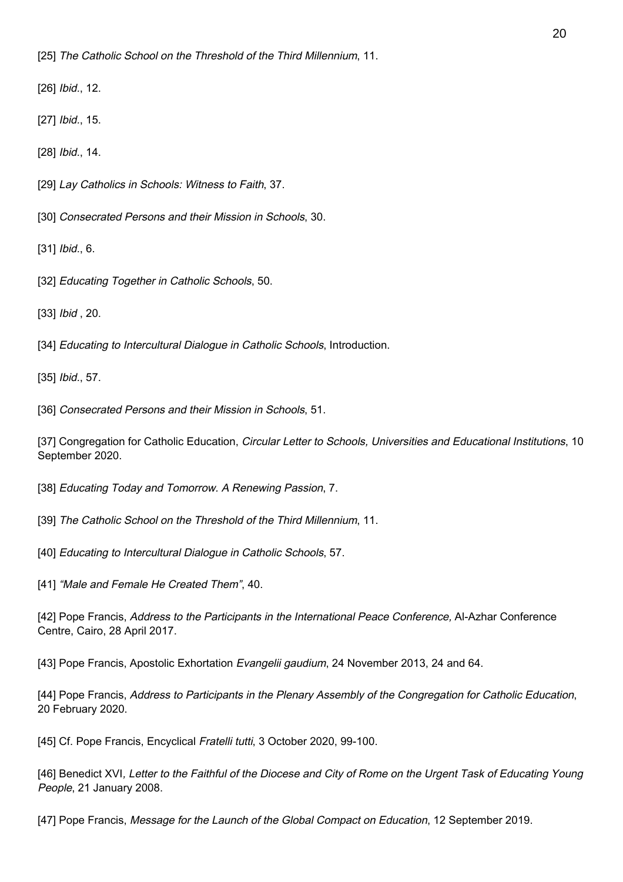[25] *The Catholic School on the Threshold of the Third Millennium*, 11.

[26] *Ibid.*, 12.

[27] *Ibid.*, 15.

[28] *Ibid.*, 14.

[29] *Lay Catholics in Schools: Witness to Faith*, 37.

[30] *Consecrated Persons and their Mission in Schools*, 30.

[31] *Ibid.*, 6.

[32] *Educating Together in Catholic Schools*, 50.

[33] *Ibid* , 20.

[34] *Educating to Intercultural Dialogue in Catholic Schools*, Introduction.

[35] *Ibid.*, 57.

[36] *Consecrated Persons and their Mission in Schools*, 51.

[37] Congregation for Catholic Education, *Circular Letter to Schools, Universities and Educational Institutions*, 10 September 2020.

[38] *Educating Today and Tomorrow. A Renewing Passion*, 7.

[39] *The Catholic School on the Threshold of the Third Millennium*, 11.

[40] *Educating to Intercultural Dialogue in Catholic Schools*, 57.

[41] *"Male and Female He Created Them"*, 40.

[42] Pope Francis, *Address to the Participants in the International Peace Conference,* Al-Azhar Conference Centre, Cairo, 28 April 2017.

[43] Pope Francis, Apostolic Exhortation *Evangelii gaudium*, 24 November 2013, 24 and 64.

[44] Pope Francis, *Address to Participants in the Plenary Assembly of the Congregation for Catholic Education*, 20 February 2020.

[45] Cf. Pope Francis, Encyclical *Fratelli tutti*, 3 October 2020, 99-100.

[46] Benedict XVI*, Letter to the Faithful of the Diocese and City of Rome on the Urgent Task of Educating Young People*, 21 January 2008.

[47] Pope Francis, *Message for the Launch of the Global Compact on Education*, 12 September 2019.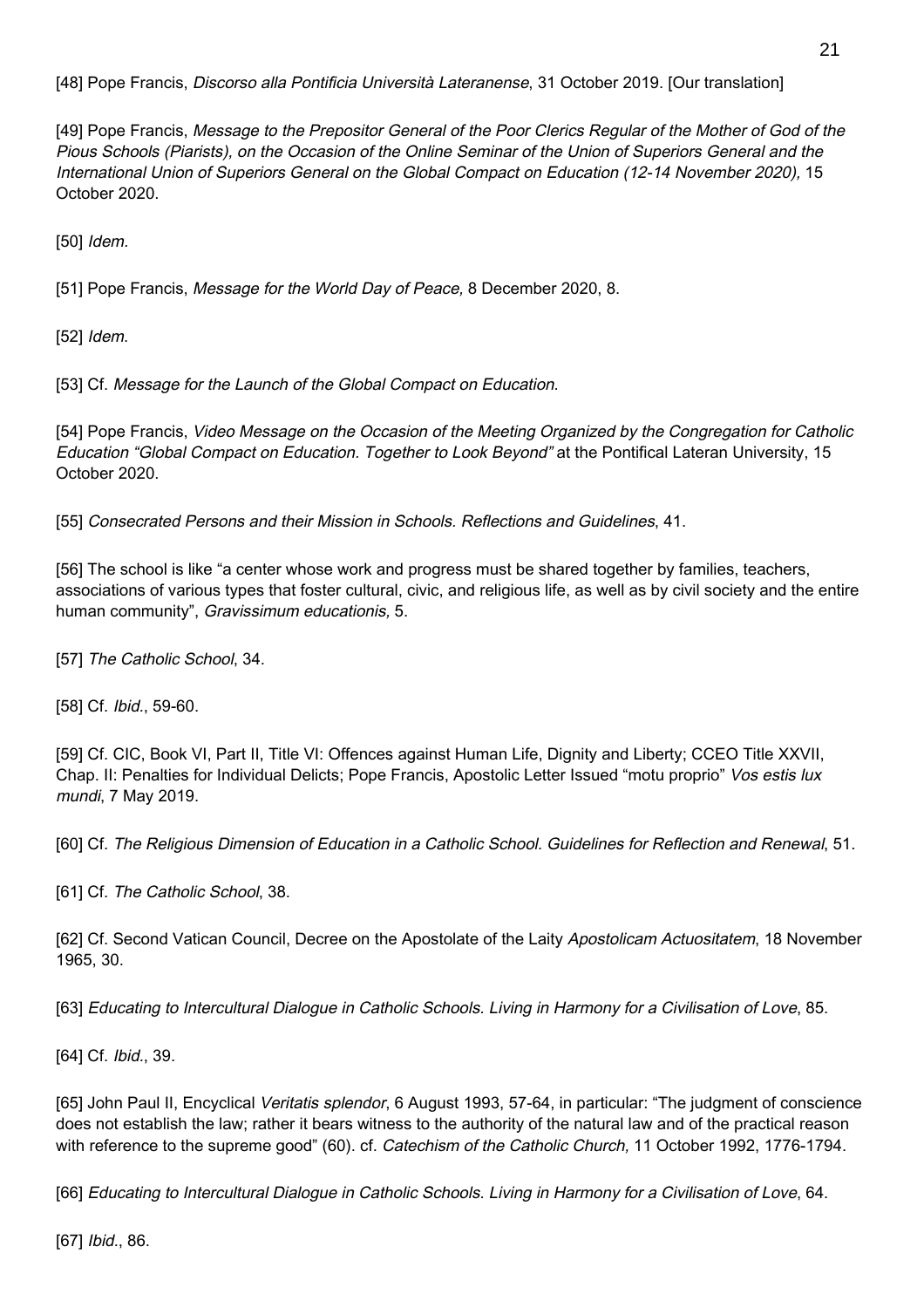[48] Pope Francis, *Discorso alla Pontificia Università Lateranense*, 31 October 2019. [Our translation]

[49] Pope Francis, *Message to the Prepositor General of the Poor Clerics Regular of the Mother of God of the Pious Schools (Piarists), on the Occasion of the Online Seminar of the Union of Superiors General and the International Union of Superiors General on the Global Compact on Education (12-14 November 2020),* 15 October 2020.

[50] *Idem*.

[51] Pope Francis, *Message for the World Day of Peace,* 8 December 2020, 8.

[52] *Idem*.

[53] Cf. *Message for the Launch of the Global Compact on Education*.

[54] Pope Francis, *Video Message on the Occasion of the Meeting Organized by the Congregation for Catholic Education "Global Compact on Education. Together to Look Beyond"* at the Pontifical Lateran University, 15 October 2020.

[55] *Consecrated Persons and their Mission in Schools. Reflections and Guidelines*, 41.

[56] The school is like "a center whose work and progress must be shared together by families, teachers, associations of various types that foster cultural, civic, and religious life, as well as by civil society and the entire human community", *Gravissimum educationis,* 5.

[57] *The Catholic School*, 34.

[58] Cf. *Ibid.*, 59-60.

[59] Cf. CIC, Book VI, Part II, Title VI: Offences against Human Life, Dignity and Liberty; CCEO Title XXVII, Chap. II: Penalties for Individual Delicts; Pope Francis, Apostolic Letter Issued "motu proprio" *Vos estis lux mundi*, 7 May 2019.

[60] Cf. *The Religious Dimension of Education in a Catholic School. Guidelines for Reflection and Renewal*, 51.

[61] Cf. *The Catholic School*, 38.

[62] Cf. Second Vatican Council, Decree on the Apostolate of the Laity *Apostolicam Actuositatem*, 18 November 1965, 30.

[63] *Educating to Intercultural Dialogue in Catholic Schools. Living in Harmony for a Civilisation of Love*, 85.

[64] Cf. *Ibid.*, 39.

[65] John Paul II, Encyclical *Veritatis splendor*, 6 August 1993, 57-64, in particular: "The judgment of conscience does not establish the law; rather it bears witness to the authority of the natural law and of the practical reason with reference to the supreme good" (60). cf. *Catechism of the Catholic Church,* 11 October 1992, 1776-1794.

[66] *Educating to Intercultural Dialogue in Catholic Schools. Living in Harmony for a Civilisation of Love*, 64.

[67] *Ibid.*, 86.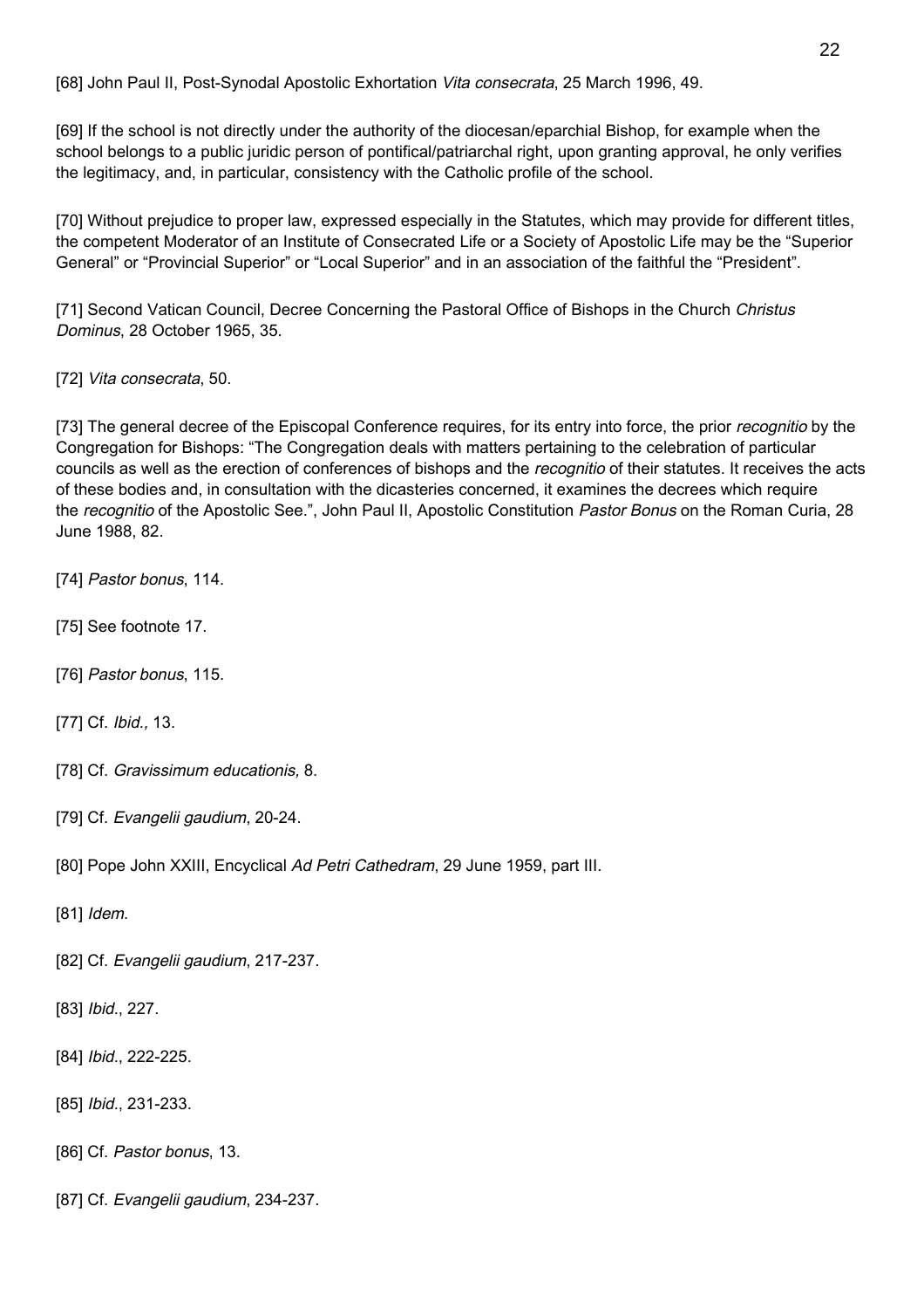[68] John Paul II, Post-Synodal Apostolic Exhortation *Vita consecrata*, 25 March 1996, 49.

[69] If the school is not directly under the authority of the diocesan/eparchial Bishop, for example when the school belongs to a public juridic person of pontifical/patriarchal right, upon granting approval, he only verifies the legitimacy, and, in particular, consistency with the Catholic profile of the school.

[70] Without prejudice to proper law, expressed especially in the Statutes, which may provide for different titles, the competent Moderator of an Institute of Consecrated Life or a Society of Apostolic Life may be the "Superior General" or "Provincial Superior" or "Local Superior" and in an association of the faithful the "President".

[71] Second Vatican Council, Decree Concerning the Pastoral Office of Bishops in the Church *Christus Dominus*, 28 October 1965, 35.

[72] *Vita consecrata*, 50.

[73] The general decree of the Episcopal Conference requires, for its entry into force, the prior *recognitio* by the Congregation for Bishops: "The Congregation deals with matters pertaining to the celebration of particular councils as well as the erection of conferences of bishops and the *recognitio* of their statutes. It receives the acts of these bodies and, in consultation with the dicasteries concerned, it examines the decrees which require the *recognitio* of the Apostolic See.", John Paul II, Apostolic Constitution *Pastor Bonus* on the Roman Curia, 28 June 1988, 82.

[74] *Pastor bonus*, 114.

[75] See footnote 17.

[76] *Pastor bonus*, 115.

[77] Cf. *Ibid.,* 13.

[78] Cf. *Gravissimum educationis,* 8.

[79] Cf. *Evangelii gaudium*, 20-24.

[80] Pope John XXIII, Encyclical *Ad Petri Cathedram*, 29 June 1959, part III.

[81] *Idem*.

[82] Cf. *Evangelii gaudium*, 217-237.

[83] *Ibid.*, 227.

[84] *Ibid.*, 222-225.

[85] *Ibid.*, 231-233.

[86] Cf. *Pastor bonus*, 13.

[87] Cf. *Evangelii gaudium*, 234-237.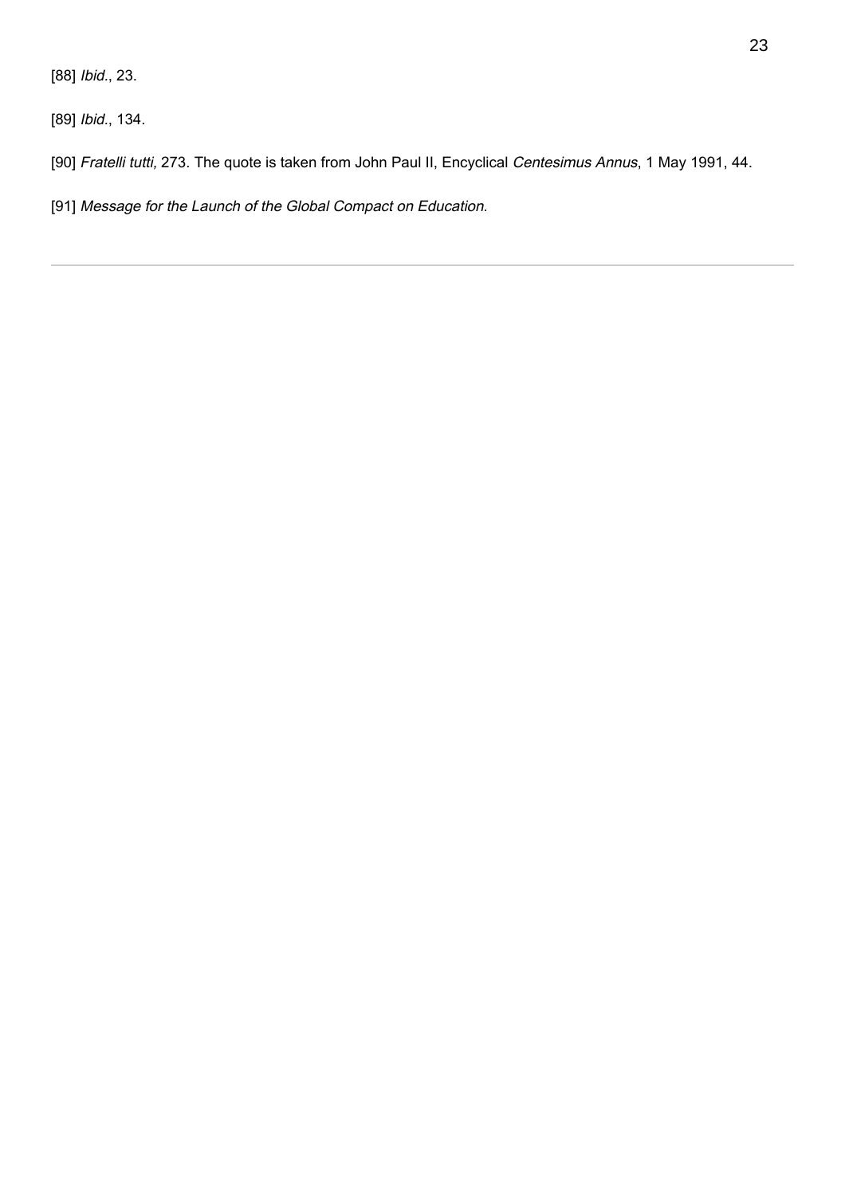[88] *Ibid.*, 23.

[89] *Ibid.*, 134.

[90] *Fratelli tutti,* 273. The quote is taken from John Paul II, Encyclical *Centesimus Annus*, 1 May 1991, 44.

[91] *Message for the Launch of the Global Compact on Education*.

---